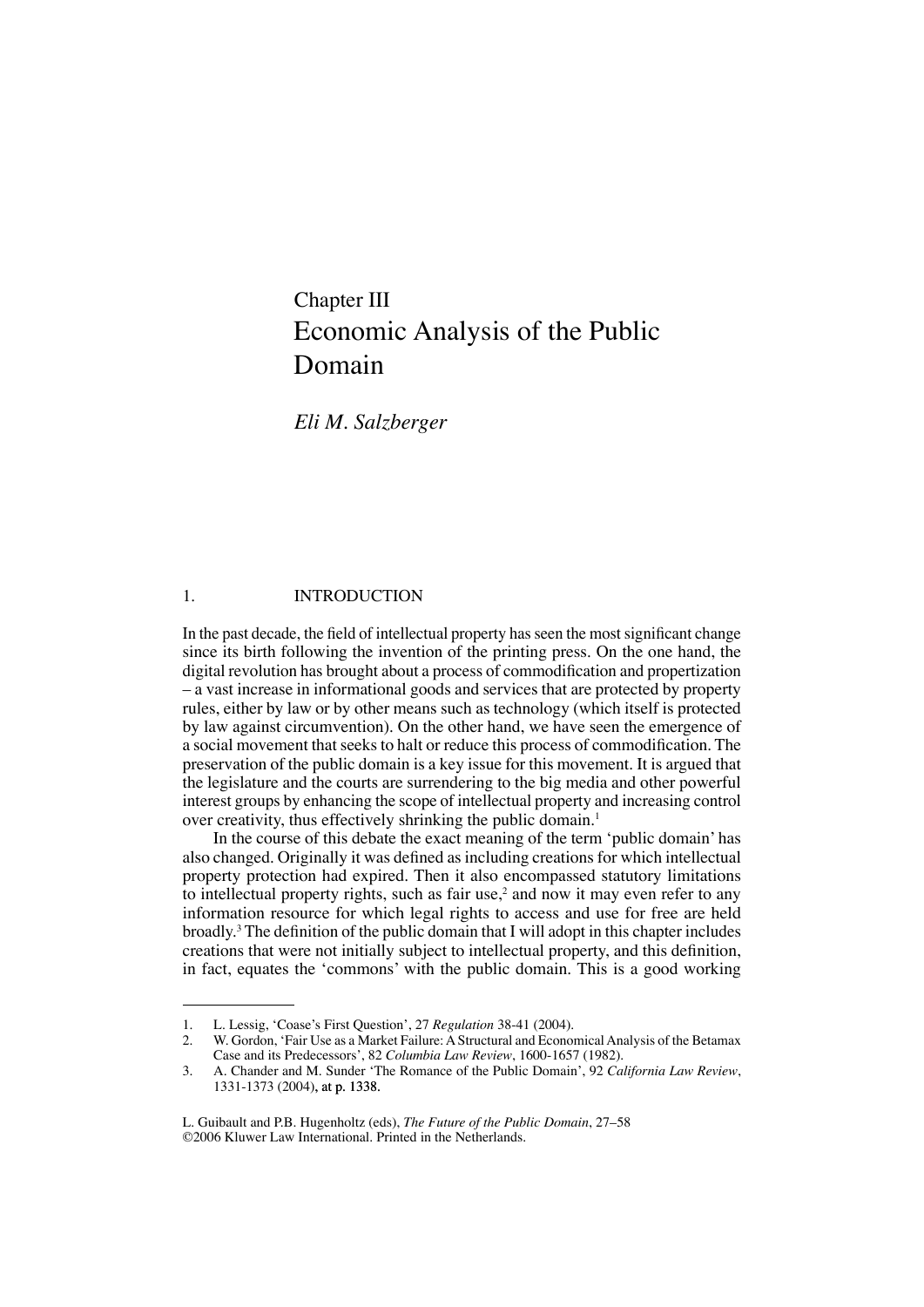# Chapter III
# Economic Analysis of the Public Domain

*Eli M. Salzberger*

## 1. INTRODUCTION

In the past decade, the field of intellectual property has seen the most significant change since its birth following the invention of the printing press. On the one hand, the digital revolution has brought about a process of commodification and propertization – a vast increase in informational goods and services that are protected by property rules, either by law or by other means such as technology (which itself is protected by law against circumvention). On the other hand, we have seen the emergence of a social movement that seeks to halt or reduce this process of commodification. The preservation of the public domain is a key issue for this movement. It is argued that the legislature and the courts are surrendering to the big media and other powerful interest groups by enhancing the scope of intellectual property and increasing control over creativity, thus effectively shrinking the public domain.[1]

In the course of this debate the exact meaning of the term 'public domain' has also changed. Originally it was defined as including creations for which intellectual property protection had expired. Then it also encompassed statutory limitations to intellectual property rights, such as fair use,[2] and now it may even refer to any information resource for which legal rights to access and use for free are held broadly.[3] The definition of the public domain that I will adopt in this chapter includes creations that were not initially subject to intellectual property, and this definition, in fact, equates the 'commons' with the public domain. This is a good working

---

1. L. Lessig, 'Coase's First Question', 27 *Regulation* 38-41 (2004).
2. W. Gordon, 'Fair Use as a Market Failure: A Structural and Economical Analysis of the Betamax Case and its Predecessors', 82 *Columbia Law Review*, 1600-1657 (1982).
3. A. Chander and M. Sunder 'The Romance of the Public Domain', 92 *California Law Review*, 1331-1373 (2004), at p. 1338.

L. Guibault and P.B. Hugenholtz (eds), *The Future of the Public Domain*, 27–58
©2006 Kluwer Law International. Printed in the Netherlands.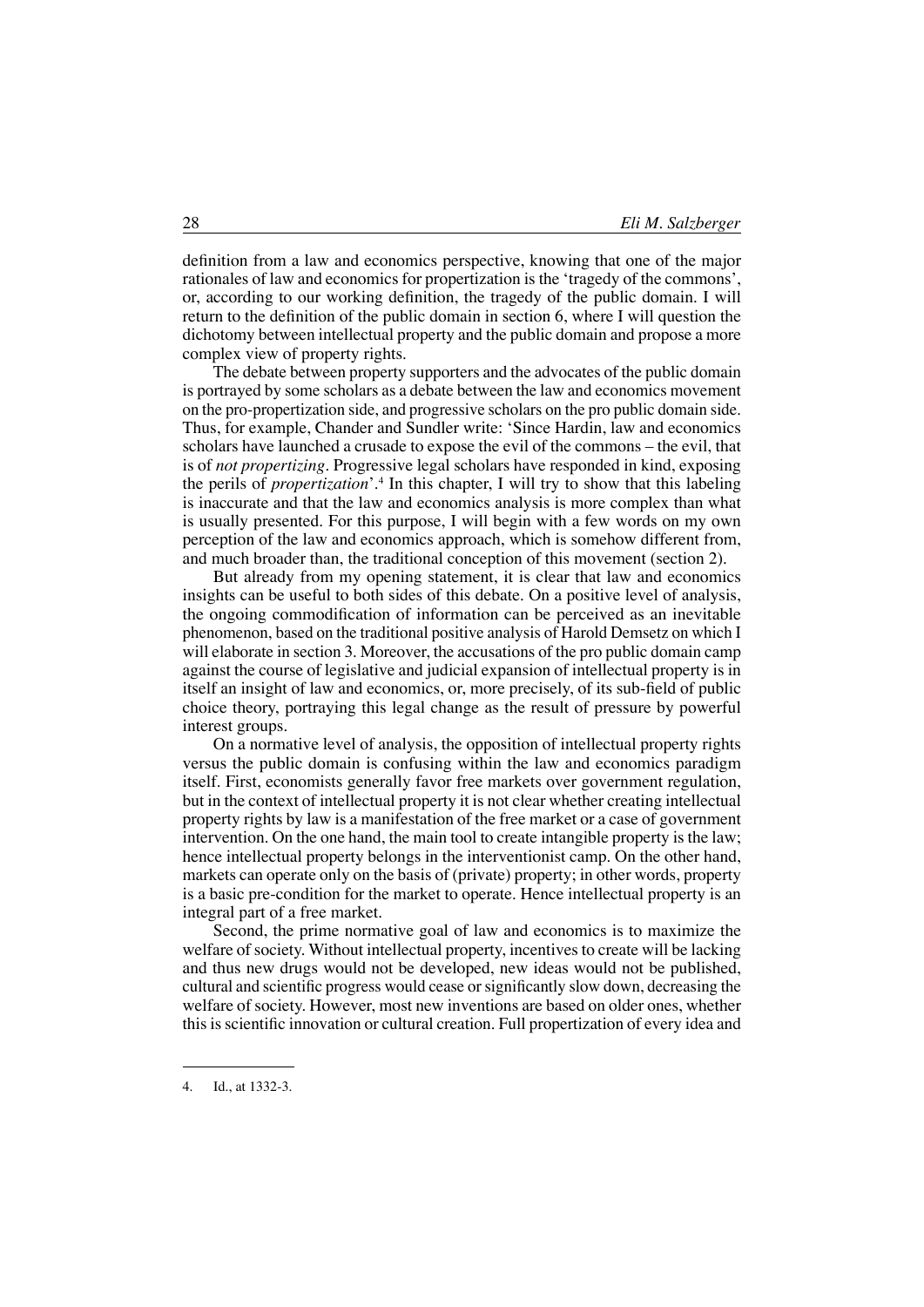definition from a law and economics perspective, knowing that one of the major rationales of law and economics for propertization is the 'tragedy of the commons', or, according to our working definition, the tragedy of the public domain. I will return to the definition of the public domain in section 6, where I will question the dichotomy between intellectual property and the public domain and propose a more complex view of property rights.

The debate between property supporters and the advocates of the public domain is portrayed by some scholars as a debate between the law and economics movement on the pro-propertization side, and progressive scholars on the pro public domain side. Thus, for example, Chander and Sundler write: 'Since Hardin, law and economics scholars have launched a crusade to expose the evil of the commons – the evil, that is of *not propertizing*. Progressive legal scholars have responded in kind, exposing the perils of *propertization*'.[4] In this chapter, I will try to show that this labeling is inaccurate and that the law and economics analysis is more complex than what is usually presented. For this purpose, I will begin with a few words on my own perception of the law and economics approach, which is somehow different from, and much broader than, the traditional conception of this movement (section 2).

But already from my opening statement, it is clear that law and economics insights can be useful to both sides of this debate. On a positive level of analysis, the ongoing commodification of information can be perceived as an inevitable phenomenon, based on the traditional positive analysis of Harold Demsetz on which I will elaborate in section 3. Moreover, the accusations of the pro public domain camp against the course of legislative and judicial expansion of intellectual property is in itself an insight of law and economics, or, more precisely, of its sub-field of public choice theory, portraying this legal change as the result of pressure by powerful interest groups.

On a normative level of analysis, the opposition of intellectual property rights versus the public domain is confusing within the law and economics paradigm itself. First, economists generally favor free markets over government regulation, but in the context of intellectual property it is not clear whether creating intellectual property rights by law is a manifestation of the free market or a case of government intervention. On the one hand, the main tool to create intangible property is the law; hence intellectual property belongs in the interventionist camp. On the other hand, markets can operate only on the basis of (private) property; in other words, property is a basic pre-condition for the market to operate. Hence intellectual property is an integral part of a free market.

Second, the prime normative goal of law and economics is to maximize the welfare of society. Without intellectual property, incentives to create will be lacking and thus new drugs would not be developed, new ideas would not be published, cultural and scientific progress would cease or significantly slow down, decreasing the welfare of society. However, most new inventions are based on older ones, whether this is scientific innovation or cultural creation. Full propertization of every idea and

---

4. Id., at 1332-3.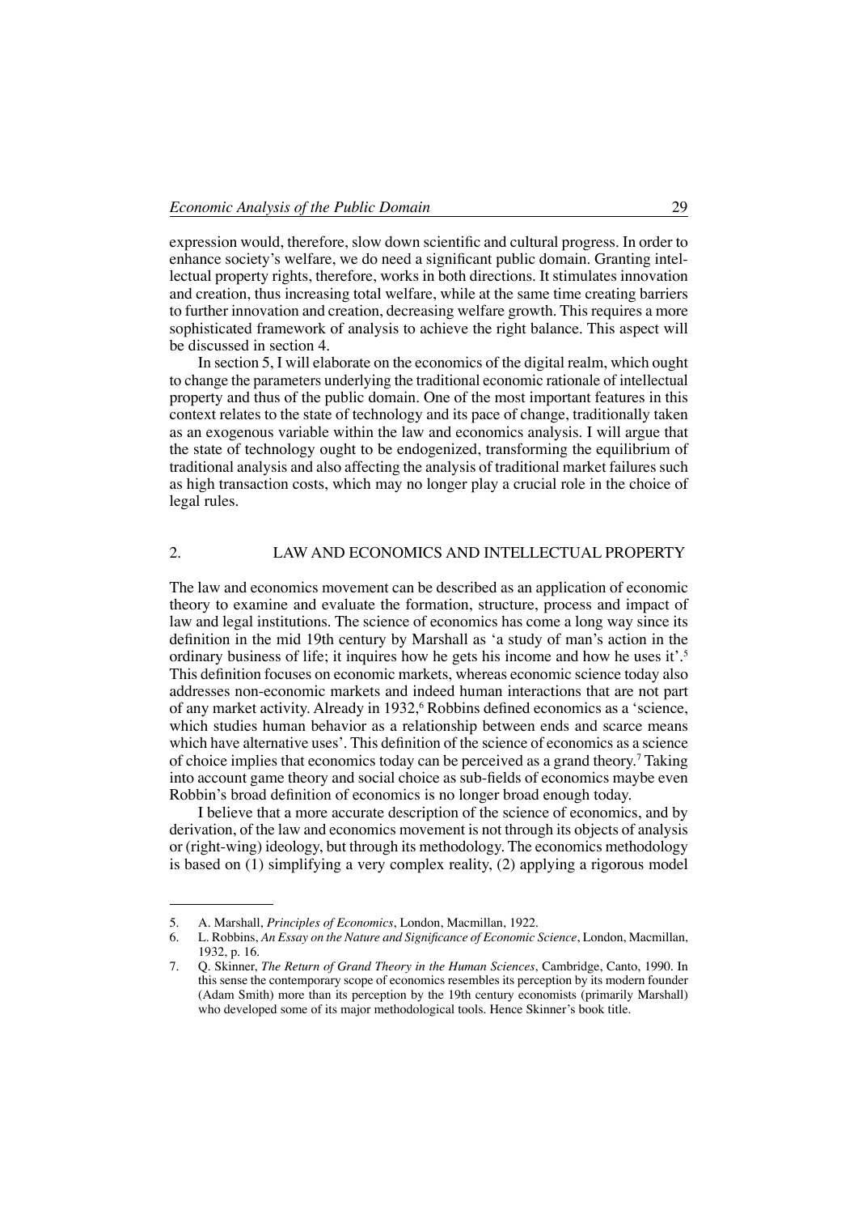expression would, therefore, slow down scientific and cultural progress. In order to enhance society's welfare, we do need a significant public domain. Granting intellectual property rights, therefore, works in both directions. It stimulates innovation and creation, thus increasing total welfare, while at the same time creating barriers to further innovation and creation, decreasing welfare growth. This requires a more sophisticated framework of analysis to achieve the right balance. This aspect will be discussed in section 4.

In section 5, I will elaborate on the economics of the digital realm, which ought to change the parameters underlying the traditional economic rationale of intellectual property and thus of the public domain. One of the most important features in this context relates to the state of technology and its pace of change, traditionally taken as an exogenous variable within the law and economics analysis. I will argue that the state of technology ought to be endogenized, transforming the equilibrium of traditional analysis and also affecting the analysis of traditional market failures such as high transaction costs, which may no longer play a crucial role in the choice of legal rules.

## 2. LAW AND ECONOMICS AND INTELLECTUAL PROPERTY

The law and economics movement can be described as an application of economic theory to examine and evaluate the formation, structure, process and impact of law and legal institutions. The science of economics has come a long way since its definition in the mid 19th century by Marshall as 'a study of man's action in the ordinary business of life; it inquires how he gets his income and how he uses it'.[5] This definition focuses on economic markets, whereas economic science today also addresses non-economic markets and indeed human interactions that are not part of any market activity. Already in 1932,[6] Robbins defined economics as a 'science, which studies human behavior as a relationship between ends and scarce means which have alternative uses'. This definition of the science of economics as a science of choice implies that economics today can be perceived as a grand theory.[7] Taking into account game theory and social choice as sub-fields of economics maybe even Robbin's broad definition of economics is no longer broad enough today.

I believe that a more accurate description of the science of economics, and by derivation, of the law and economics movement is not through its objects of analysis or (right-wing) ideology, but through its methodology. The economics methodology is based on (1) simplifying a very complex reality, (2) applying a rigorous model

---

5. A. Marshall, *Principles of Economics*, London, Macmillan, 1922.
6. L. Robbins, *An Essay on the Nature and Significance of Economic Science*, London, Macmillan, 1932, p. 16.
7. Q. Skinner, *The Return of Grand Theory in the Human Sciences*, Cambridge, Canto, 1990. In this sense the contemporary scope of economics resembles its perception by its modern founder (Adam Smith) more than its perception by the 19th century economists (primarily Marshall) who developed some of its major methodological tools. Hence Skinner's book title.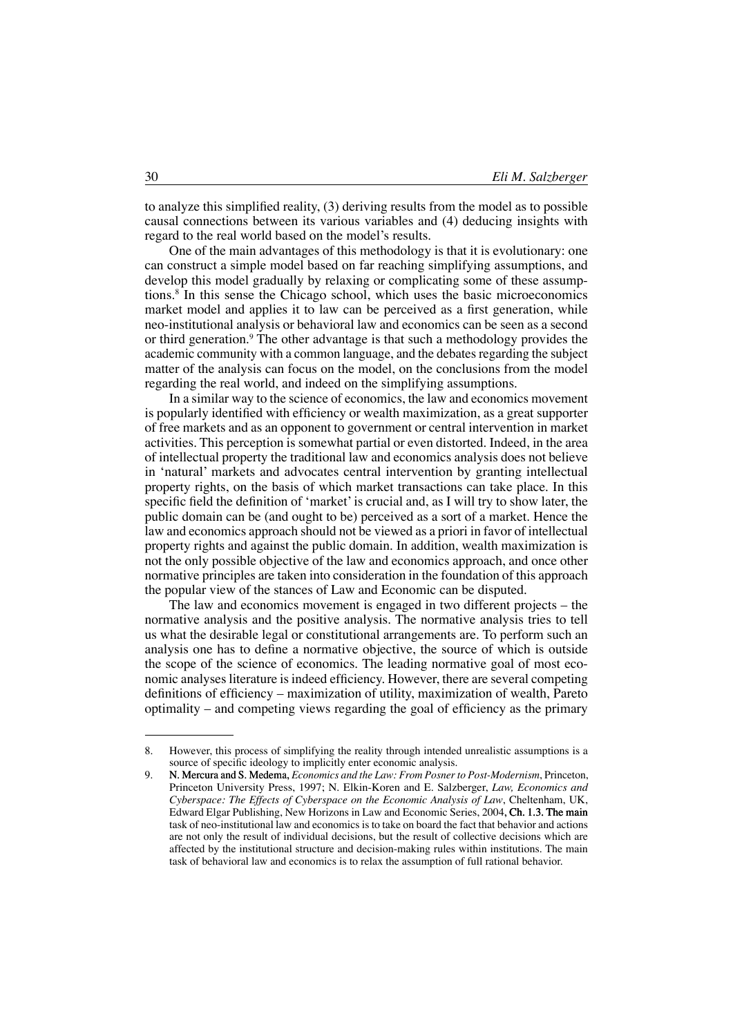to analyze this simplified reality, (3) deriving results from the model as to possible causal connections between its various variables and (4) deducing insights with regard to the real world based on the model's results.

One of the main advantages of this methodology is that it is evolutionary: one can construct a simple model based on far reaching simplifying assumptions, and develop this model gradually by relaxing or complicating some of these assumptions.[8] In this sense the Chicago school, which uses the basic microeconomics market model and applies it to law can be perceived as a first generation, while neo-institutional analysis or behavioral law and economics can be seen as a second or third generation.[9] The other advantage is that such a methodology provides the academic community with a common language, and the debates regarding the subject matter of the analysis can focus on the model, on the conclusions from the model regarding the real world, and indeed on the simplifying assumptions.

In a similar way to the science of economics, the law and economics movement is popularly identified with efficiency or wealth maximization, as a great supporter of free markets and as an opponent to government or central intervention in market activities. This perception is somewhat partial or even distorted. Indeed, in the area of intellectual property the traditional law and economics analysis does not believe in 'natural' markets and advocates central intervention by granting intellectual property rights, on the basis of which market transactions can take place. In this specific field the definition of 'market' is crucial and, as I will try to show later, the public domain can be (and ought to be) perceived as a sort of a market. Hence the law and economics approach should not be viewed as a priori in favor of intellectual property rights and against the public domain. In addition, wealth maximization is not the only possible objective of the law and economics approach, and once other normative principles are taken into consideration in the foundation of this approach the popular view of the stances of Law and Economic can be disputed.

The law and economics movement is engaged in two different projects – the normative analysis and the positive analysis. The normative analysis tries to tell us what the desirable legal or constitutional arrangements are. To perform such an analysis one has to define a normative objective, the source of which is outside the scope of the science of economics. The leading normative goal of most economic analyses literature is indeed efficiency. However, there are several competing definitions of efficiency – maximization of utility, maximization of wealth, Pareto optimality – and competing views regarding the goal of efficiency as the primary

---

8. However, this process of simplifying the reality through intended unrealistic assumptions is a source of specific ideology to implicitly enter economic analysis.

9. N. Mercura and S. Medema, *Economics and the Law: From Posner to Post-Modernism*, Princeton, Princeton University Press, 1997; N. Elkin-Koren and E. Salzberger, *Law, Economics and Cyberspace: The Effects of Cyberspace on the Economic Analysis of Law*, Cheltenham, UK, Edward Elgar Publishing, New Horizons in Law and Economic Series, 2004, Ch. 1.3. The main task of neo-institutional law and economics is to take on board the fact that behavior and actions are not only the result of individual decisions, but the result of collective decisions which are affected by the institutional structure and decision-making rules within institutions. The main task of behavioral law and economics is to relax the assumption of full rational behavior.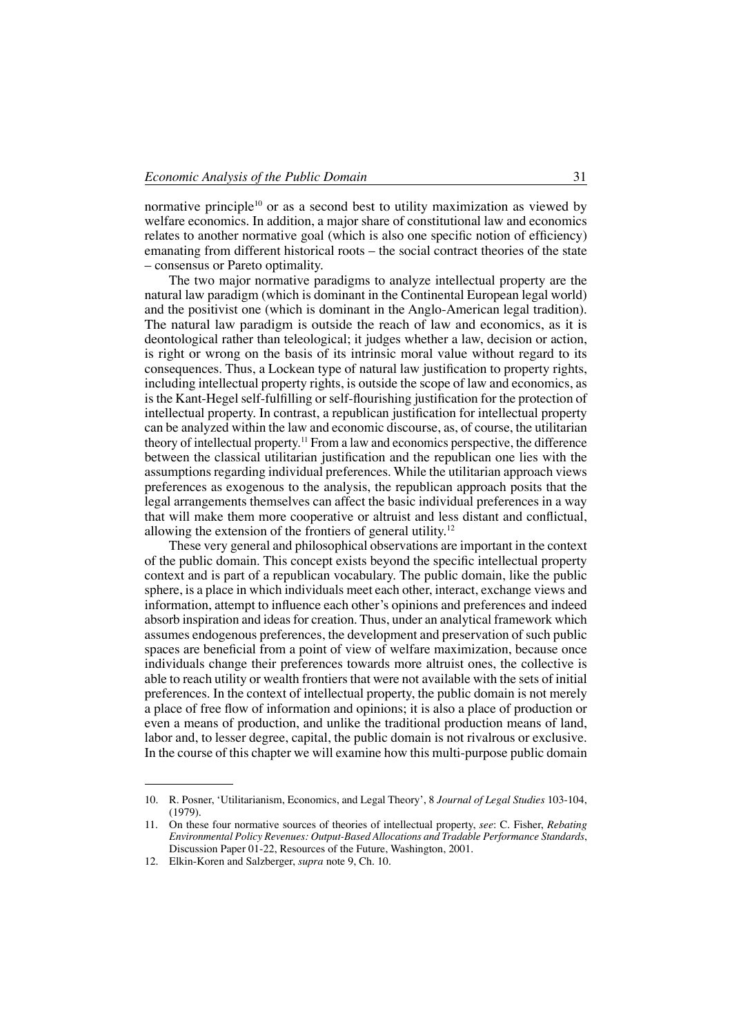normative principle[10] or as a second best to utility maximization as viewed by welfare economics. In addition, a major share of constitutional law and economics relates to another normative goal (which is also one specific notion of efficiency) emanating from different historical roots – the social contract theories of the state – consensus or Pareto optimality.

The two major normative paradigms to analyze intellectual property are the natural law paradigm (which is dominant in the Continental European legal world) and the positivist one (which is dominant in the Anglo-American legal tradition). The natural law paradigm is outside the reach of law and economics, as it is deontological rather than teleological; it judges whether a law, decision or action, is right or wrong on the basis of its intrinsic moral value without regard to its consequences. Thus, a Lockean type of natural law justification to property rights, including intellectual property rights, is outside the scope of law and economics, as is the Kant-Hegel self-fulfilling or self-flourishing justification for the protection of intellectual property. In contrast, a republican justification for intellectual property can be analyzed within the law and economic discourse, as, of course, the utilitarian theory of intellectual property.[11] From a law and economics perspective, the difference between the classical utilitarian justification and the republican one lies with the assumptions regarding individual preferences. While the utilitarian approach views preferences as exogenous to the analysis, the republican approach posits that the legal arrangements themselves can affect the basic individual preferences in a way that will make them more cooperative or altruist and less distant and conflictual, allowing the extension of the frontiers of general utility.[12]

These very general and philosophical observations are important in the context of the public domain. This concept exists beyond the specific intellectual property context and is part of a republican vocabulary. The public domain, like the public sphere, is a place in which individuals meet each other, interact, exchange views and information, attempt to influence each other's opinions and preferences and indeed absorb inspiration and ideas for creation. Thus, under an analytical framework which assumes endogenous preferences, the development and preservation of such public spaces are beneficial from a point of view of welfare maximization, because once individuals change their preferences towards more altruist ones, the collective is able to reach utility or wealth frontiers that were not available with the sets of initial preferences. In the context of intellectual property, the public domain is not merely a place of free flow of information and opinions; it is also a place of production or even a means of production, and unlike the traditional production means of land, labor and, to lesser degree, capital, the public domain is not rivalrous or exclusive. In the course of this chapter we will examine how this multi-purpose public domain

---

10. R. Posner, 'Utilitarianism, Economics, and Legal Theory', 8 *Journal of Legal Studies* 103-104, (1979).
11. On these four normative sources of theories of intellectual property, *see*: C. Fisher, *Rebating Environmental Policy Revenues: Output-Based Allocations and Tradable Performance Standards*, Discussion Paper 01-22, Resources of the Future, Washington, 2001.
12. Elkin-Koren and Salzberger, *supra* note 9, Ch. 10.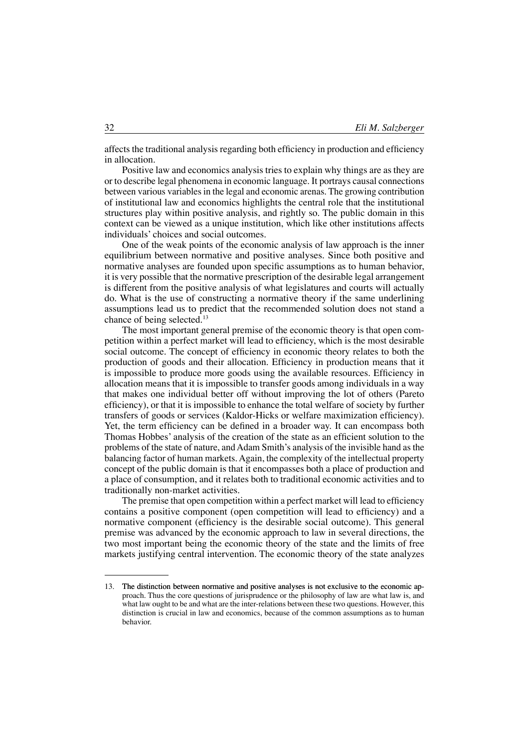affects the traditional analysis regarding both efficiency in production and efficiency in allocation.

Positive law and economics analysis tries to explain why things are as they are or to describe legal phenomena in economic language. It portrays causal connections between various variables in the legal and economic arenas. The growing contribution of institutional law and economics highlights the central role that the institutional structures play within positive analysis, and rightly so. The public domain in this context can be viewed as a unique institution, which like other institutions affects individuals' choices and social outcomes.

One of the weak points of the economic analysis of law approach is the inner equilibrium between normative and positive analyses. Since both positive and normative analyses are founded upon specific assumptions as to human behavior, it is very possible that the normative prescription of the desirable legal arrangement is different from the positive analysis of what legislatures and courts will actually do. What is the use of constructing a normative theory if the same underlining assumptions lead us to predict that the recommended solution does not stand a chance of being selected.[13]

The most important general premise of the economic theory is that open competition within a perfect market will lead to efficiency, which is the most desirable social outcome. The concept of efficiency in economic theory relates to both the production of goods and their allocation. Efficiency in production means that it is impossible to produce more goods using the available resources. Efficiency in allocation means that it is impossible to transfer goods among individuals in a way that makes one individual better off without improving the lot of others (Pareto efficiency), or that it is impossible to enhance the total welfare of society by further transfers of goods or services (Kaldor-Hicks or welfare maximization efficiency). Yet, the term efficiency can be defined in a broader way. It can encompass both Thomas Hobbes' analysis of the creation of the state as an efficient solution to the problems of the state of nature, and Adam Smith's analysis of the invisible hand as the balancing factor of human markets. Again, the complexity of the intellectual property concept of the public domain is that it encompasses both a place of production and a place of consumption, and it relates both to traditional economic activities and to traditionally non-market activities.

The premise that open competition within a perfect market will lead to efficiency contains a positive component (open competition will lead to efficiency) and a normative component (efficiency is the desirable social outcome). This general premise was advanced by the economic approach to law in several directions, the two most important being the economic theory of the state and the limits of free markets justifying central intervention. The economic theory of the state analyzes

---

13. The distinction between normative and positive analyses is not exclusive to the economic approach. Thus the core questions of jurisprudence or the philosophy of law are what law is, and what law ought to be and what are the inter-relations between these two questions. However, this distinction is crucial in law and economics, because of the common assumptions as to human behavior.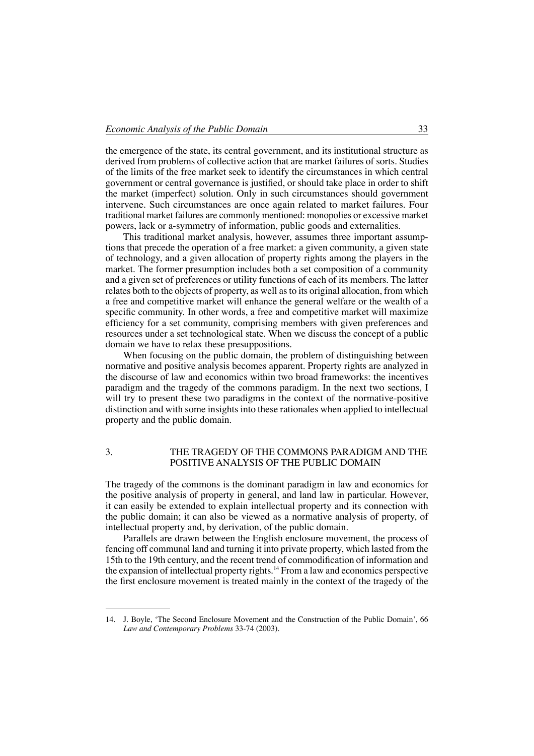the emergence of the state, its central government, and its institutional structure as derived from problems of collective action that are market failures of sorts. Studies of the limits of the free market seek to identify the circumstances in which central government or central governance is justified, or should take place in order to shift the market (imperfect) solution. Only in such circumstances should government intervene. Such circumstances are once again related to market failures. Four traditional market failures are commonly mentioned: monopolies or excessive market powers, lack or a-symmetry of information, public goods and externalities.

This traditional market analysis, however, assumes three important assumptions that precede the operation of a free market: a given community, a given state of technology, and a given allocation of property rights among the players in the market. The former presumption includes both a set composition of a community and a given set of preferences or utility functions of each of its members. The latter relates both to the objects of property, as well as to its original allocation, from which a free and competitive market will enhance the general welfare or the wealth of a specific community. In other words, a free and competitive market will maximize efficiency for a set community, comprising members with given preferences and resources under a set technological state. When we discuss the concept of a public domain we have to relax these presuppositions.

When focusing on the public domain, the problem of distinguishing between normative and positive analysis becomes apparent. Property rights are analyzed in the discourse of law and economics within two broad frameworks: the incentives paradigm and the tragedy of the commons paradigm. In the next two sections, I will try to present these two paradigms in the context of the normative-positive distinction and with some insights into these rationales when applied to intellectual property and the public domain.

## 3. THE TRAGEDY OF THE COMMONS PARADIGM AND THE POSITIVE ANALYSIS OF THE PUBLIC DOMAIN

The tragedy of the commons is the dominant paradigm in law and economics for the positive analysis of property in general, and land law in particular. However, it can easily be extended to explain intellectual property and its connection with the public domain; it can also be viewed as a normative analysis of property, of intellectual property and, by derivation, of the public domain.

Parallels are drawn between the English enclosure movement, the process of fencing off communal land and turning it into private property, which lasted from the 15th to the 19th century, and the recent trend of commodification of information and the expansion of intellectual property rights.[14] From a law and economics perspective the first enclosure movement is treated mainly in the context of the tragedy of the

---

14. J. Boyle, 'The Second Enclosure Movement and the Construction of the Public Domain', 66 *Law and Contemporary Problems* 33-74 (2003).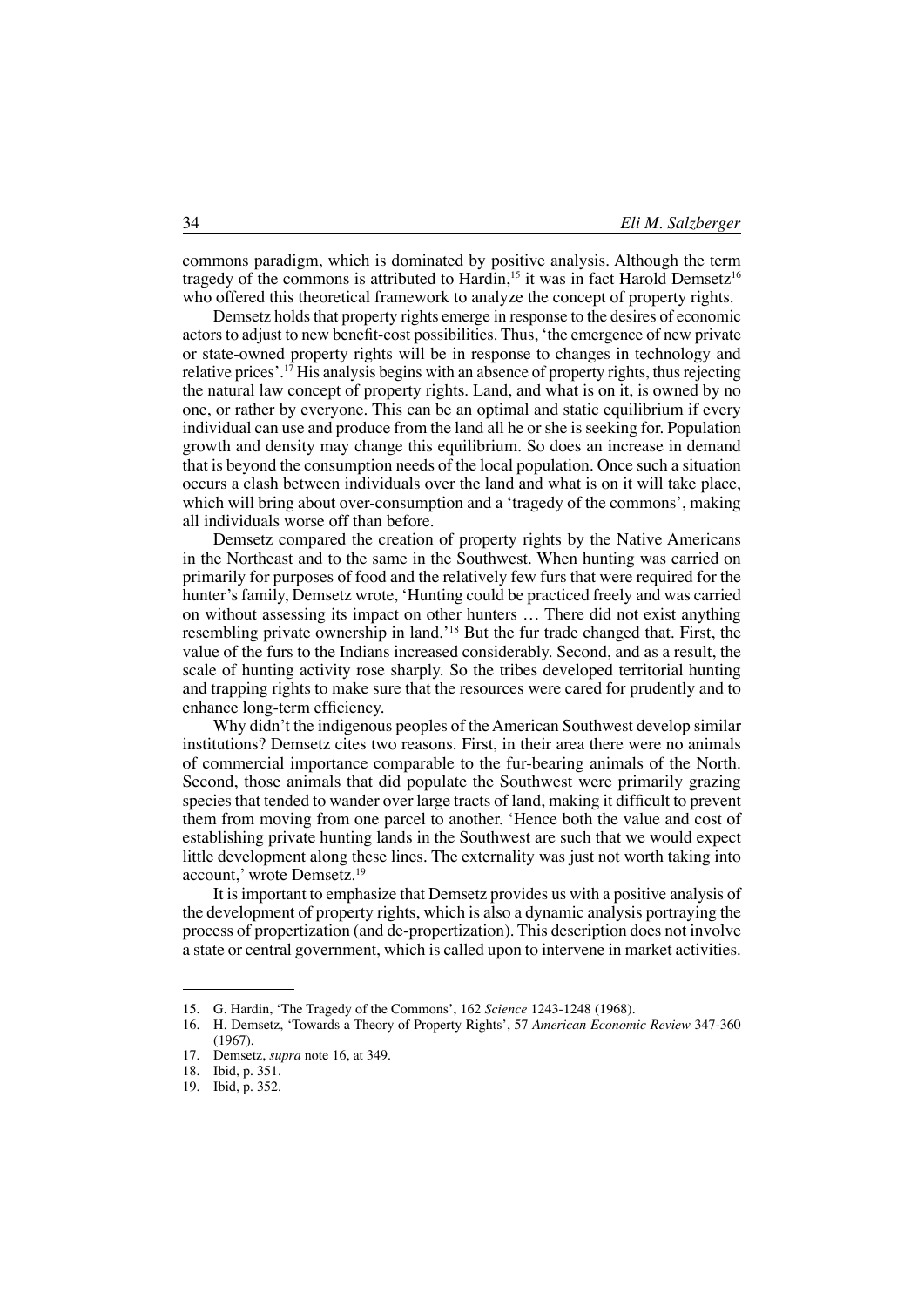commons paradigm, which is dominated by positive analysis. Although the term tragedy of the commons is attributed to Hardin,[15] it was in fact Harold Demsetz[16] who offered this theoretical framework to analyze the concept of property rights.

Demsetz holds that property rights emerge in response to the desires of economic actors to adjust to new benefit-cost possibilities. Thus, 'the emergence of new private or state-owned property rights will be in response to changes in technology and relative prices'.[17] His analysis begins with an absence of property rights, thus rejecting the natural law concept of property rights. Land, and what is on it, is owned by no one, or rather by everyone. This can be an optimal and static equilibrium if every individual can use and produce from the land all he or she is seeking for. Population growth and density may change this equilibrium. So does an increase in demand that is beyond the consumption needs of the local population. Once such a situation occurs a clash between individuals over the land and what is on it will take place, which will bring about over-consumption and a 'tragedy of the commons', making all individuals worse off than before.

Demsetz compared the creation of property rights by the Native Americans in the Northeast and to the same in the Southwest. When hunting was carried on primarily for purposes of food and the relatively few furs that were required for the hunter's family, Demsetz wrote, 'Hunting could be practiced freely and was carried on without assessing its impact on other hunters … There did not exist anything resembling private ownership in land.'[18] But the fur trade changed that. First, the value of the furs to the Indians increased considerably. Second, and as a result, the scale of hunting activity rose sharply. So the tribes developed territorial hunting and trapping rights to make sure that the resources were cared for prudently and to enhance long-term efficiency.

Why didn't the indigenous peoples of the American Southwest develop similar institutions? Demsetz cites two reasons. First, in their area there were no animals of commercial importance comparable to the fur-bearing animals of the North. Second, those animals that did populate the Southwest were primarily grazing species that tended to wander over large tracts of land, making it difficult to prevent them from moving from one parcel to another. 'Hence both the value and cost of establishing private hunting lands in the Southwest are such that we would expect little development along these lines. The externality was just not worth taking into account,' wrote Demsetz.[19]

It is important to emphasize that Demsetz provides us with a positive analysis of the development of property rights, which is also a dynamic analysis portraying the process of propertization (and de-propertization). This description does not involve a state or central government, which is called upon to intervene in market activities.

---

15. G. Hardin, 'The Tragedy of the Commons', 162 *Science* 1243-1248 (1968).
16. H. Demsetz, 'Towards a Theory of Property Rights', 57 *American Economic Review* 347-360 (1967).
17. Demsetz, *supra* note 16, at 349.
18. Ibid, p. 351.
19. Ibid, p. 352.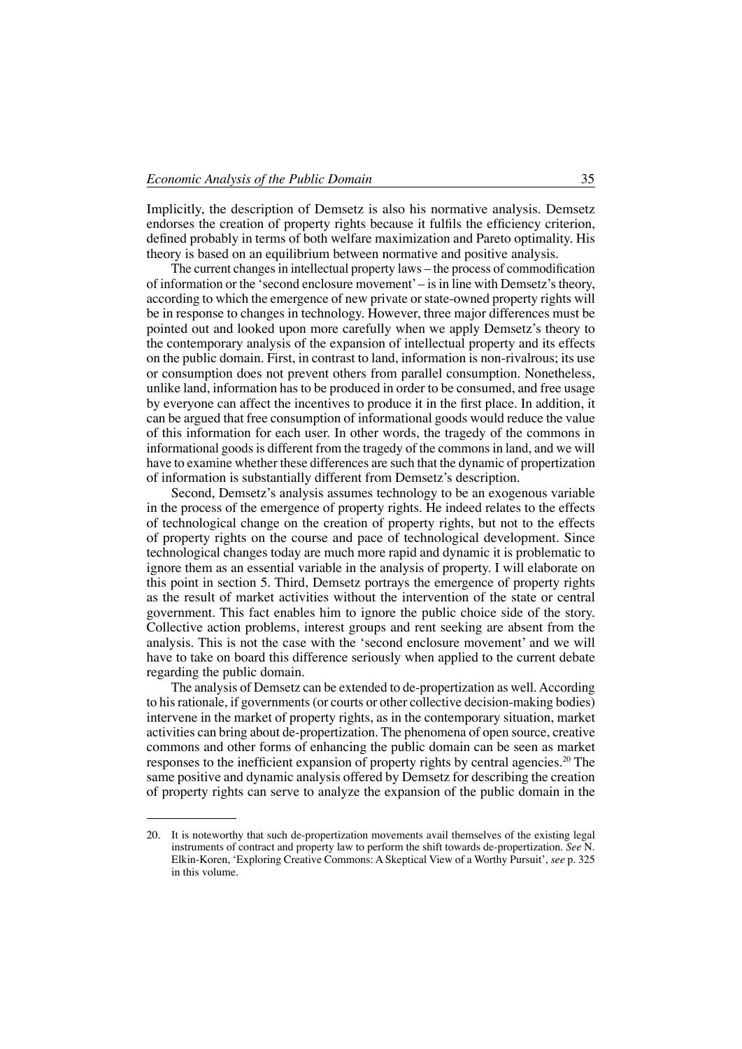Implicitly, the description of Demsetz is also his normative analysis. Demsetz endorses the creation of property rights because it fulfils the efficiency criterion, defined probably in terms of both welfare maximization and Pareto optimality. His theory is based on an equilibrium between normative and positive analysis.

The current changes in intellectual property laws – the process of commodification of information or the 'second enclosure movement' – is in line with Demsetz's theory, according to which the emergence of new private or state-owned property rights will be in response to changes in technology. However, three major differences must be pointed out and looked upon more carefully when we apply Demsetz's theory to the contemporary analysis of the expansion of intellectual property and its effects on the public domain. First, in contrast to land, information is non-rivalrous; its use or consumption does not prevent others from parallel consumption. Nonetheless, unlike land, information has to be produced in order to be consumed, and free usage by everyone can affect the incentives to produce it in the first place. In addition, it can be argued that free consumption of informational goods would reduce the value of this information for each user. In other words, the tragedy of the commons in informational goods is different from the tragedy of the commons in land, and we will have to examine whether these differences are such that the dynamic of propertization of information is substantially different from Demsetz's description.

Second, Demsetz's analysis assumes technology to be an exogenous variable in the process of the emergence of property rights. He indeed relates to the effects of technological change on the creation of property rights, but not to the effects of property rights on the course and pace of technological development. Since technological changes today are much more rapid and dynamic it is problematic to ignore them as an essential variable in the analysis of property. I will elaborate on this point in section 5. Third, Demsetz portrays the emergence of property rights as the result of market activities without the intervention of the state or central government. This fact enables him to ignore the public choice side of the story. Collective action problems, interest groups and rent seeking are absent from the analysis. This is not the case with the 'second enclosure movement' and we will have to take on board this difference seriously when applied to the current debate regarding the public domain.

The analysis of Demsetz can be extended to de-propertization as well. According to his rationale, if governments (or courts or other collective decision-making bodies) intervene in the market of property rights, as in the contemporary situation, market activities can bring about de-propertization. The phenomena of open source, creative commons and other forms of enhancing the public domain can be seen as market responses to the inefficient expansion of property rights by central agencies.[20] The same positive and dynamic analysis offered by Demsetz for describing the creation of property rights can serve to analyze the expansion of the public domain in the

---

20. It is noteworthy that such de-propertization movements avail themselves of the existing legal instruments of contract and property law to perform the shift towards de-propertization. *See* N. Elkin-Koren, 'Exploring Creative Commons: A Skeptical View of a Worthy Pursuit', *see* p. 325 in this volume.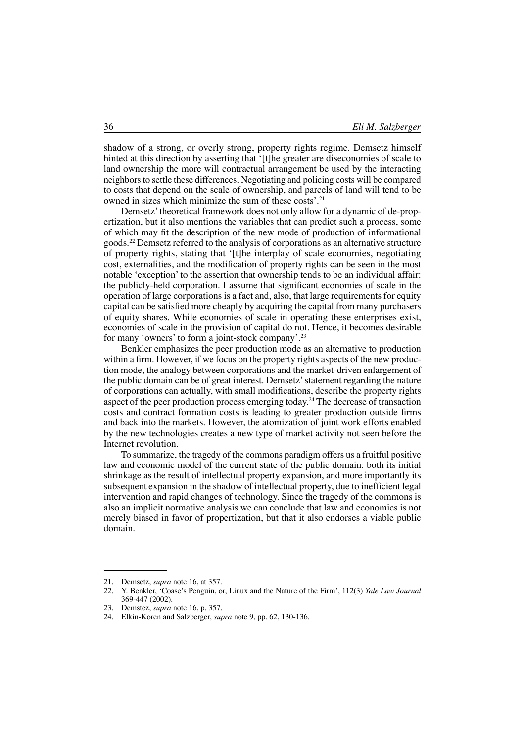shadow of a strong, or overly strong, property rights regime. Demsetz himself hinted at this direction by asserting that '[t]he greater are diseconomies of scale to land ownership the more will contractual arrangement be used by the interacting neighbors to settle these differences. Negotiating and policing costs will be compared to costs that depend on the scale of ownership, and parcels of land will tend to be owned in sizes which minimize the sum of these costs'.[21]

Demsetz' theoretical framework does not only allow for a dynamic of de-propertization, but it also mentions the variables that can predict such a process, some of which may fit the description of the new mode of production of informational goods.[22] Demsetz referred to the analysis of corporations as an alternative structure of property rights, stating that '[t]he interplay of scale economies, negotiating cost, externalities, and the modification of property rights can be seen in the most notable 'exception' to the assertion that ownership tends to be an individual affair: the publicly-held corporation. I assume that significant economies of scale in the operation of large corporations is a fact and, also, that large requirements for equity capital can be satisfied more cheaply by acquiring the capital from many purchasers of equity shares. While economies of scale in operating these enterprises exist, economies of scale in the provision of capital do not. Hence, it becomes desirable for many 'owners' to form a joint-stock company'.[23]

Benkler emphasizes the peer production mode as an alternative to production within a firm. However, if we focus on the property rights aspects of the new production mode, the analogy between corporations and the market-driven enlargement of the public domain can be of great interest. Demsetz' statement regarding the nature of corporations can actually, with small modifications, describe the property rights aspect of the peer production process emerging today.[24] The decrease of transaction costs and contract formation costs is leading to greater production outside firms and back into the markets. However, the atomization of joint work efforts enabled by the new technologies creates a new type of market activity not seen before the Internet revolution.

To summarize, the tragedy of the commons paradigm offers us a fruitful positive law and economic model of the current state of the public domain: both its initial shrinkage as the result of intellectual property expansion, and more importantly its subsequent expansion in the shadow of intellectual property, due to inefficient legal intervention and rapid changes of technology. Since the tragedy of the commons is also an implicit normative analysis we can conclude that law and economics is not merely biased in favor of propertization, but that it also endorses a viable public domain.

---

21. Demsetz, *supra* note 16, at 357.
22. Y. Benkler, 'Coase's Penguin, or, Linux and the Nature of the Firm', 112(3) *Yale Law Journal* 369-447 (2002).
23. Demstez, *supra* note 16, p. 357.
24. Elkin-Koren and Salzberger, *supra* note 9, pp. 62, 130-136.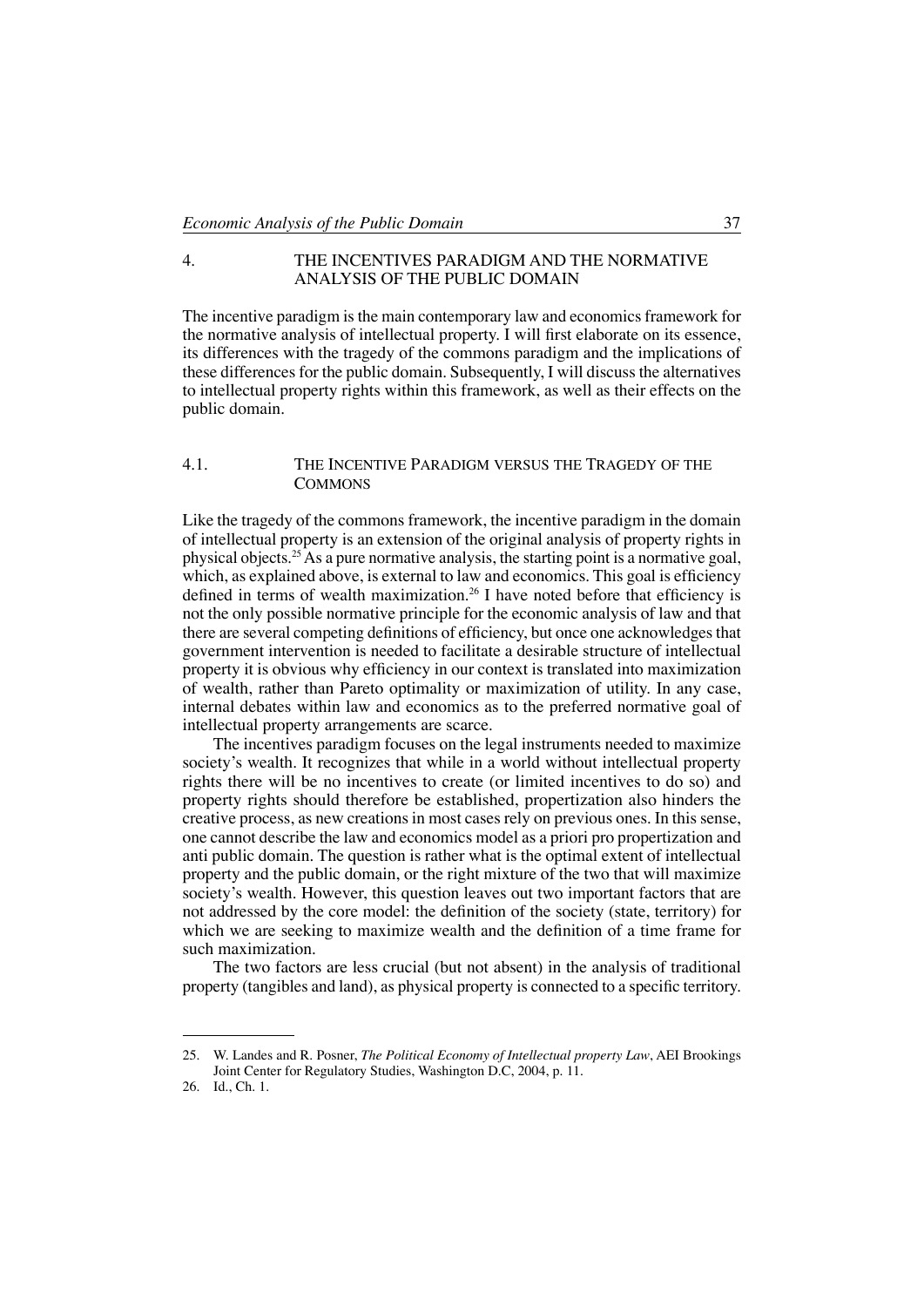## 4. THE INCENTIVES PARADIGM AND THE NORMATIVE ANALYSIS OF THE PUBLIC DOMAIN

The incentive paradigm is the main contemporary law and economics framework for the normative analysis of intellectual property. I will first elaborate on its essence, its differences with the tragedy of the commons paradigm and the implications of these differences for the public domain. Subsequently, I will discuss the alternatives to intellectual property rights within this framework, as well as their effects on the public domain.

### 4.1. THE INCENTIVE PARADIGM VERSUS THE TRAGEDY OF THE COMMONS

Like the tragedy of the commons framework, the incentive paradigm in the domain of intellectual property is an extension of the original analysis of property rights in physical objects.[25] As a pure normative analysis, the starting point is a normative goal, which, as explained above, is external to law and economics. This goal is efficiency defined in terms of wealth maximization.[26] I have noted before that efficiency is not the only possible normative principle for the economic analysis of law and that there are several competing definitions of efficiency, but once one acknowledges that government intervention is needed to facilitate a desirable structure of intellectual property it is obvious why efficiency in our context is translated into maximization of wealth, rather than Pareto optimality or maximization of utility. In any case, internal debates within law and economics as to the preferred normative goal of intellectual property arrangements are scarce.

The incentives paradigm focuses on the legal instruments needed to maximize society's wealth. It recognizes that while in a world without intellectual property rights there will be no incentives to create (or limited incentives to do so) and property rights should therefore be established, propertization also hinders the creative process, as new creations in most cases rely on previous ones. In this sense, one cannot describe the law and economics model as a priori pro propertization and anti public domain. The question is rather what is the optimal extent of intellectual property and the public domain, or the right mixture of the two that will maximize society's wealth. However, this question leaves out two important factors that are not addressed by the core model: the definition of the society (state, territory) for which we are seeking to maximize wealth and the definition of a time frame for such maximization.

The two factors are less crucial (but not absent) in the analysis of traditional property (tangibles and land), as physical property is connected to a specific territory.

---

25. W. Landes and R. Posner, *The Political Economy of Intellectual property Law*, AEI Brookings Joint Center for Regulatory Studies, Washington D.C, 2004, p. 11.

26. Id., Ch. 1.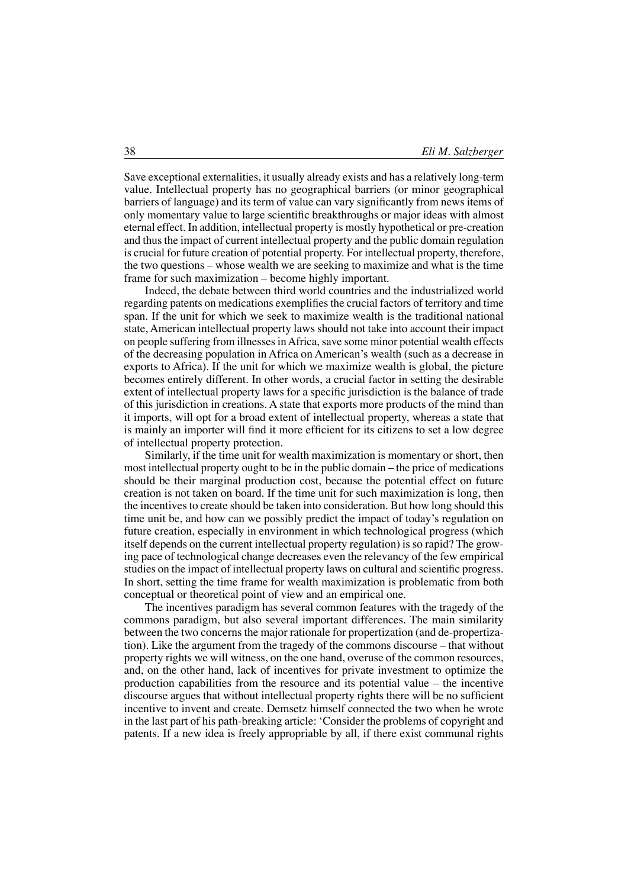Save exceptional externalities, it usually already exists and has a relatively long-term value. Intellectual property has no geographical barriers (or minor geographical barriers of language) and its term of value can vary significantly from news items of only momentary value to large scientific breakthroughs or major ideas with almost eternal effect. In addition, intellectual property is mostly hypothetical or pre-creation and thus the impact of current intellectual property and the public domain regulation is crucial for future creation of potential property. For intellectual property, therefore, the two questions – whose wealth we are seeking to maximize and what is the time frame for such maximization – become highly important.

Indeed, the debate between third world countries and the industrialized world regarding patents on medications exemplifies the crucial factors of territory and time span. If the unit for which we seek to maximize wealth is the traditional national state, American intellectual property laws should not take into account their impact on people suffering from illnesses in Africa, save some minor potential wealth effects of the decreasing population in Africa on American's wealth (such as a decrease in exports to Africa). If the unit for which we maximize wealth is global, the picture becomes entirely different. In other words, a crucial factor in setting the desirable extent of intellectual property laws for a specific jurisdiction is the balance of trade of this jurisdiction in creations. A state that exports more products of the mind than it imports, will opt for a broad extent of intellectual property, whereas a state that is mainly an importer will find it more efficient for its citizens to set a low degree of intellectual property protection.

Similarly, if the time unit for wealth maximization is momentary or short, then most intellectual property ought to be in the public domain – the price of medications should be their marginal production cost, because the potential effect on future creation is not taken on board. If the time unit for such maximization is long, then the incentives to create should be taken into consideration. But how long should this time unit be, and how can we possibly predict the impact of today's regulation on future creation, especially in environment in which technological progress (which itself depends on the current intellectual property regulation) is so rapid? The growing pace of technological change decreases even the relevancy of the few empirical studies on the impact of intellectual property laws on cultural and scientific progress. In short, setting the time frame for wealth maximization is problematic from both conceptual or theoretical point of view and an empirical one.

The incentives paradigm has several common features with the tragedy of the commons paradigm, but also several important differences. The main similarity between the two concerns the major rationale for propertization (and de-propertization). Like the argument from the tragedy of the commons discourse – that without property rights we will witness, on the one hand, overuse of the common resources, and, on the other hand, lack of incentives for private investment to optimize the production capabilities from the resource and its potential value – the incentive discourse argues that without intellectual property rights there will be no sufficient incentive to invent and create. Demsetz himself connected the two when he wrote in the last part of his path-breaking article: 'Consider the problems of copyright and patents. If a new idea is freely appropriable by all, if there exist communal rights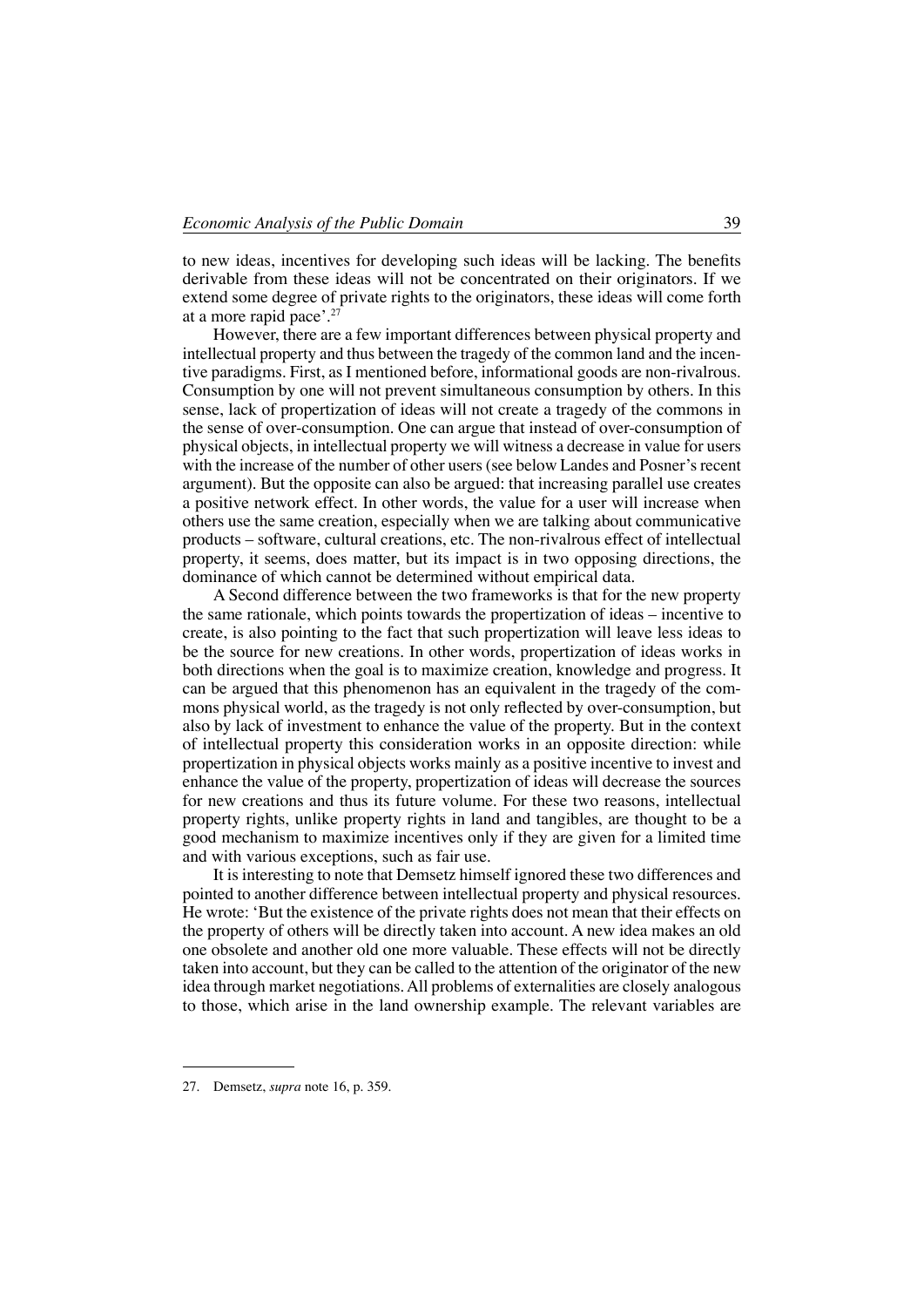to new ideas, incentives for developing such ideas will be lacking. The benefits derivable from these ideas will not be concentrated on their originators. If we extend some degree of private rights to the originators, these ideas will come forth at a more rapid pace'.[27]

However, there are a few important differences between physical property and intellectual property and thus between the tragedy of the common land and the incentive paradigms. First, as I mentioned before, informational goods are non-rivalrous. Consumption by one will not prevent simultaneous consumption by others. In this sense, lack of propertization of ideas will not create a tragedy of the commons in the sense of over-consumption. One can argue that instead of over-consumption of physical objects, in intellectual property we will witness a decrease in value for users with the increase of the number of other users (see below Landes and Posner's recent argument). But the opposite can also be argued: that increasing parallel use creates a positive network effect. In other words, the value for a user will increase when others use the same creation, especially when we are talking about communicative products – software, cultural creations, etc. The non-rivalrous effect of intellectual property, it seems, does matter, but its impact is in two opposing directions, the dominance of which cannot be determined without empirical data.

A Second difference between the two frameworks is that for the new property the same rationale, which points towards the propertization of ideas – incentive to create, is also pointing to the fact that such propertization will leave less ideas to be the source for new creations. In other words, propertization of ideas works in both directions when the goal is to maximize creation, knowledge and progress. It can be argued that this phenomenon has an equivalent in the tragedy of the commons physical world, as the tragedy is not only reflected by over-consumption, but also by lack of investment to enhance the value of the property. But in the context of intellectual property this consideration works in an opposite direction: while propertization in physical objects works mainly as a positive incentive to invest and enhance the value of the property, propertization of ideas will decrease the sources for new creations and thus its future volume. For these two reasons, intellectual property rights, unlike property rights in land and tangibles, are thought to be a good mechanism to maximize incentives only if they are given for a limited time and with various exceptions, such as fair use.

It is interesting to note that Demsetz himself ignored these two differences and pointed to another difference between intellectual property and physical resources. He wrote: 'But the existence of the private rights does not mean that their effects on the property of others will be directly taken into account. A new idea makes an old one obsolete and another old one more valuable. These effects will not be directly taken into account, but they can be called to the attention of the originator of the new idea through market negotiations. All problems of externalities are closely analogous to those, which arise in the land ownership example. The relevant variables are

27. Demsetz, *supra* note 16, p. 359.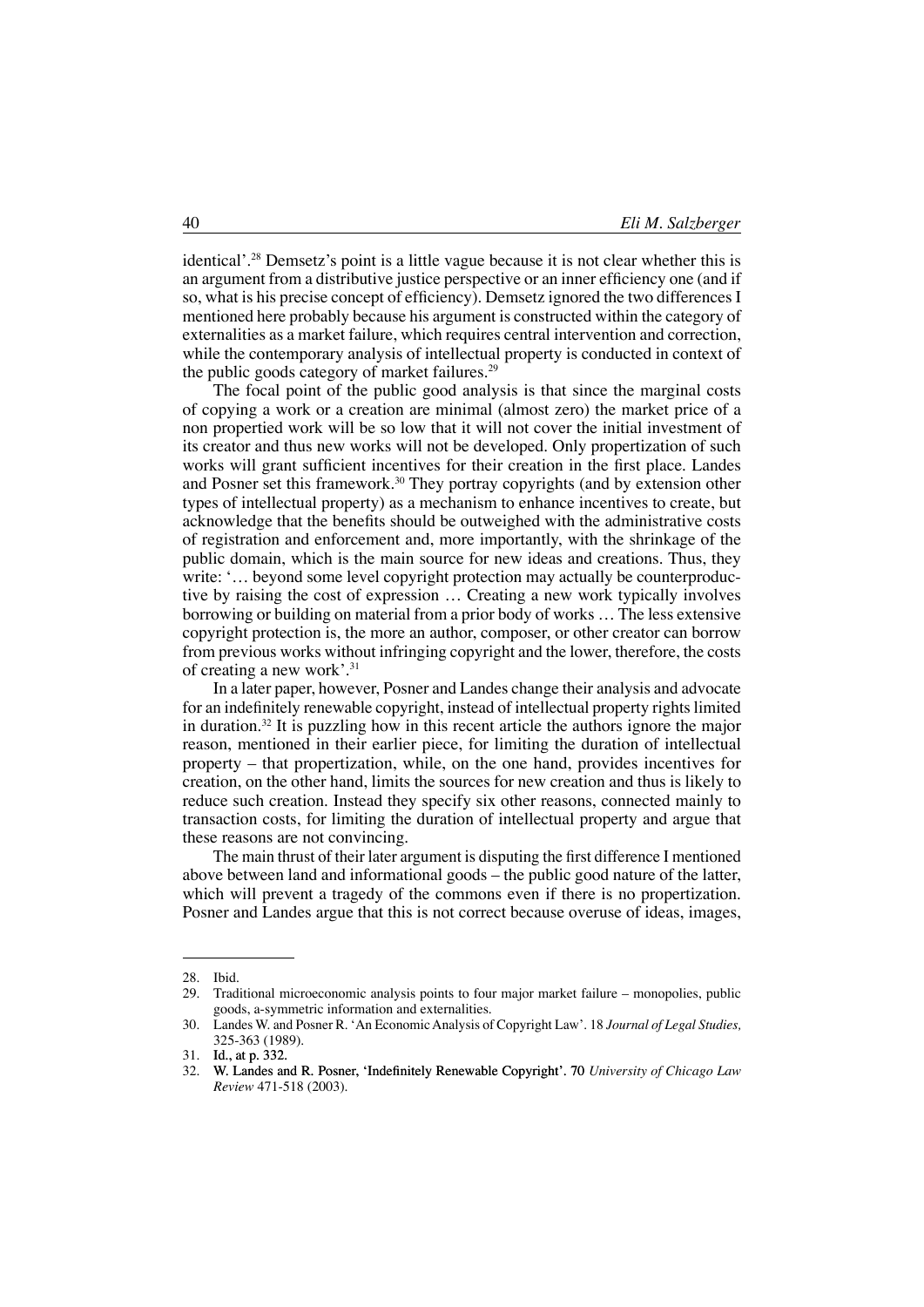identical'.[28] Demsetz's point is a little vague because it is not clear whether this is an argument from a distributive justice perspective or an inner efficiency one (and if so, what is his precise concept of efficiency). Demsetz ignored the two differences I mentioned here probably because his argument is constructed within the category of externalities as a market failure, which requires central intervention and correction, while the contemporary analysis of intellectual property is conducted in context of the public goods category of market failures.[29]

The focal point of the public good analysis is that since the marginal costs of copying a work or a creation are minimal (almost zero) the market price of a non propertied work will be so low that it will not cover the initial investment of its creator and thus new works will not be developed. Only propertization of such works will grant sufficient incentives for their creation in the first place. Landes and Posner set this framework.[30] They portray copyrights (and by extension other types of intellectual property) as a mechanism to enhance incentives to create, but acknowledge that the benefits should be outweighed with the administrative costs of registration and enforcement and, more importantly, with the shrinkage of the public domain, which is the main source for new ideas and creations. Thus, they write: '… beyond some level copyright protection may actually be counterproductive by raising the cost of expression … Creating a new work typically involves borrowing or building on material from a prior body of works … The less extensive copyright protection is, the more an author, composer, or other creator can borrow from previous works without infringing copyright and the lower, therefore, the costs of creating a new work'.[31]

In a later paper, however, Posner and Landes change their analysis and advocate for an indefinitely renewable copyright, instead of intellectual property rights limited in duration.[32] It is puzzling how in this recent article the authors ignore the major reason, mentioned in their earlier piece, for limiting the duration of intellectual property – that propertization, while, on the one hand, provides incentives for creation, on the other hand, limits the sources for new creation and thus is likely to reduce such creation. Instead they specify six other reasons, connected mainly to transaction costs, for limiting the duration of intellectual property and argue that these reasons are not convincing.

The main thrust of their later argument is disputing the first difference I mentioned above between land and informational goods – the public good nature of the latter, which will prevent a tragedy of the commons even if there is no propertization. Posner and Landes argue that this is not correct because overuse of ideas, images,

---

28. Ibid.
29. Traditional microeconomic analysis points to four major market failure – monopolies, public goods, a-symmetric information and externalities.
30. Landes W. and Posner R. 'An Economic Analysis of Copyright Law'. 18 *Journal of Legal Studies,* 325-363 (1989).
31. Id., at p. 332.
32. W. Landes and R. Posner, 'Indefinitely Renewable Copyright'. 70 *University of Chicago Law Review* 471-518 (2003).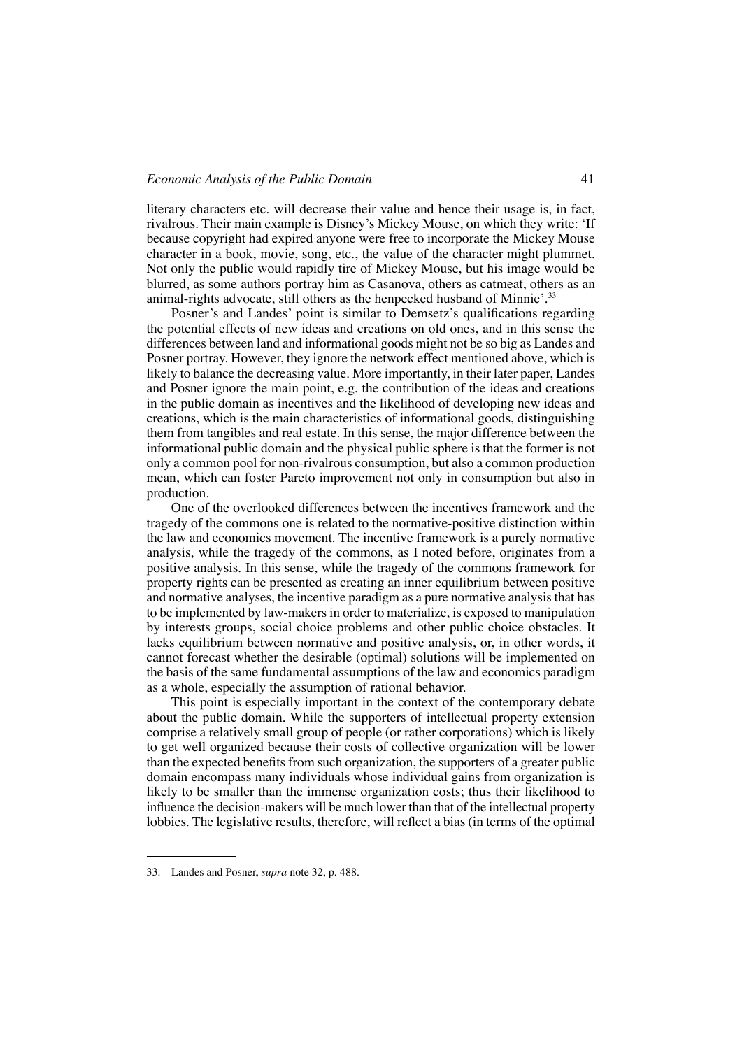literary characters etc. will decrease their value and hence their usage is, in fact, rivalrous. Their main example is Disney's Mickey Mouse, on which they write: 'If because copyright had expired anyone were free to incorporate the Mickey Mouse character in a book, movie, song, etc., the value of the character might plummet. Not only the public would rapidly tire of Mickey Mouse, but his image would be blurred, as some authors portray him as Casanova, others as catmeat, others as an animal-rights advocate, still others as the henpecked husband of Minnie'.[33]

Posner's and Landes' point is similar to Demsetz's qualifications regarding the potential effects of new ideas and creations on old ones, and in this sense the differences between land and informational goods might not be so big as Landes and Posner portray. However, they ignore the network effect mentioned above, which is likely to balance the decreasing value. More importantly, in their later paper, Landes and Posner ignore the main point, e.g. the contribution of the ideas and creations in the public domain as incentives and the likelihood of developing new ideas and creations, which is the main characteristics of informational goods, distinguishing them from tangibles and real estate. In this sense, the major difference between the informational public domain and the physical public sphere is that the former is not only a common pool for non-rivalrous consumption, but also a common production mean, which can foster Pareto improvement not only in consumption but also in production.

One of the overlooked differences between the incentives framework and the tragedy of the commons one is related to the normative-positive distinction within the law and economics movement. The incentive framework is a purely normative analysis, while the tragedy of the commons, as I noted before, originates from a positive analysis. In this sense, while the tragedy of the commons framework for property rights can be presented as creating an inner equilibrium between positive and normative analyses, the incentive paradigm as a pure normative analysis that has to be implemented by law-makers in order to materialize, is exposed to manipulation by interests groups, social choice problems and other public choice obstacles. It lacks equilibrium between normative and positive analysis, or, in other words, it cannot forecast whether the desirable (optimal) solutions will be implemented on the basis of the same fundamental assumptions of the law and economics paradigm as a whole, especially the assumption of rational behavior.

This point is especially important in the context of the contemporary debate about the public domain. While the supporters of intellectual property extension comprise a relatively small group of people (or rather corporations) which is likely to get well organized because their costs of collective organization will be lower than the expected benefits from such organization, the supporters of a greater public domain encompass many individuals whose individual gains from organization is likely to be smaller than the immense organization costs; thus their likelihood to influence the decision-makers will be much lower than that of the intellectual property lobbies. The legislative results, therefore, will reflect a bias (in terms of the optimal

---

33. Landes and Posner, *supra* note 32, p. 488.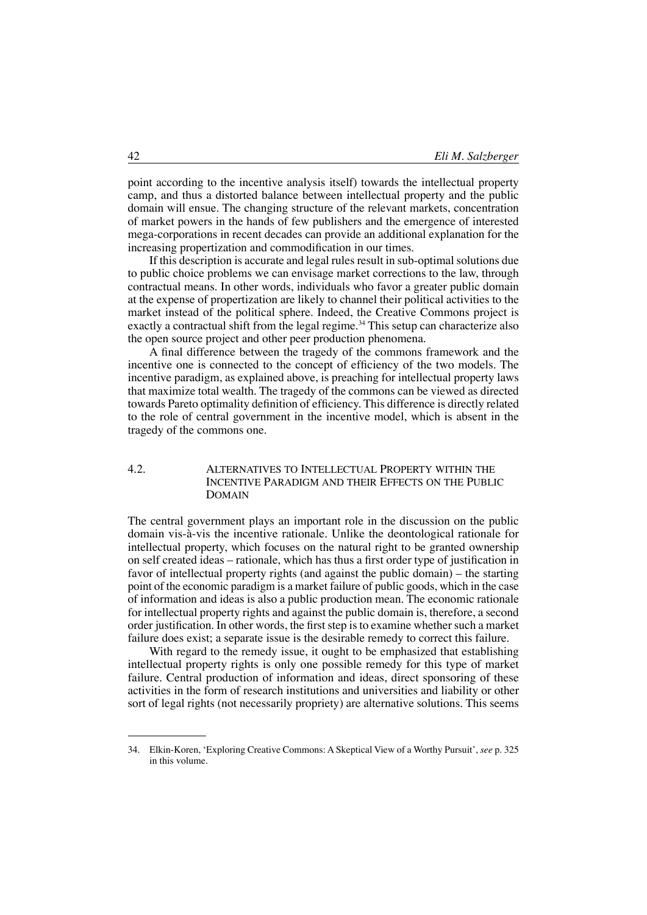point according to the incentive analysis itself) towards the intellectual property camp, and thus a distorted balance between intellectual property and the public domain will ensue. The changing structure of the relevant markets, concentration of market powers in the hands of few publishers and the emergence of interested mega-corporations in recent decades can provide an additional explanation for the increasing propertization and commodification in our times.

If this description is accurate and legal rules result in sub-optimal solutions due to public choice problems we can envisage market corrections to the law, through contractual means. In other words, individuals who favor a greater public domain at the expense of propertization are likely to channel their political activities to the market instead of the political sphere. Indeed, the Creative Commons project is exactly a contractual shift from the legal regime.[34] This setup can characterize also the open source project and other peer production phenomena.

A final difference between the tragedy of the commons framework and the incentive one is connected to the concept of efficiency of the two models. The incentive paradigm, as explained above, is preaching for intellectual property laws that maximize total wealth. The tragedy of the commons can be viewed as directed towards Pareto optimality definition of efficiency. This difference is directly related to the role of central government in the incentive model, which is absent in the tragedy of the commons one.

### 4.2. Alternatives to Intellectual Property within the Incentive Paradigm and their Effects on the Public Domain

The central government plays an important role in the discussion on the public domain vis-à-vis the incentive rationale. Unlike the deontological rationale for intellectual property, which focuses on the natural right to be granted ownership on self created ideas – rationale, which has thus a first order type of justification in favor of intellectual property rights (and against the public domain) – the starting point of the economic paradigm is a market failure of public goods, which in the case of information and ideas is also a public production mean. The economic rationale for intellectual property rights and against the public domain is, therefore, a second order justification. In other words, the first step is to examine whether such a market failure does exist; a separate issue is the desirable remedy to correct this failure.

With regard to the remedy issue, it ought to be emphasized that establishing intellectual property rights is only one possible remedy for this type of market failure. Central production of information and ideas, direct sponsoring of these activities in the form of research institutions and universities and liability or other sort of legal rights (not necessarily propriety) are alternative solutions. This seems

---

34. Elkin-Koren, 'Exploring Creative Commons: A Skeptical View of a Worthy Pursuit', *see* p. 325 in this volume.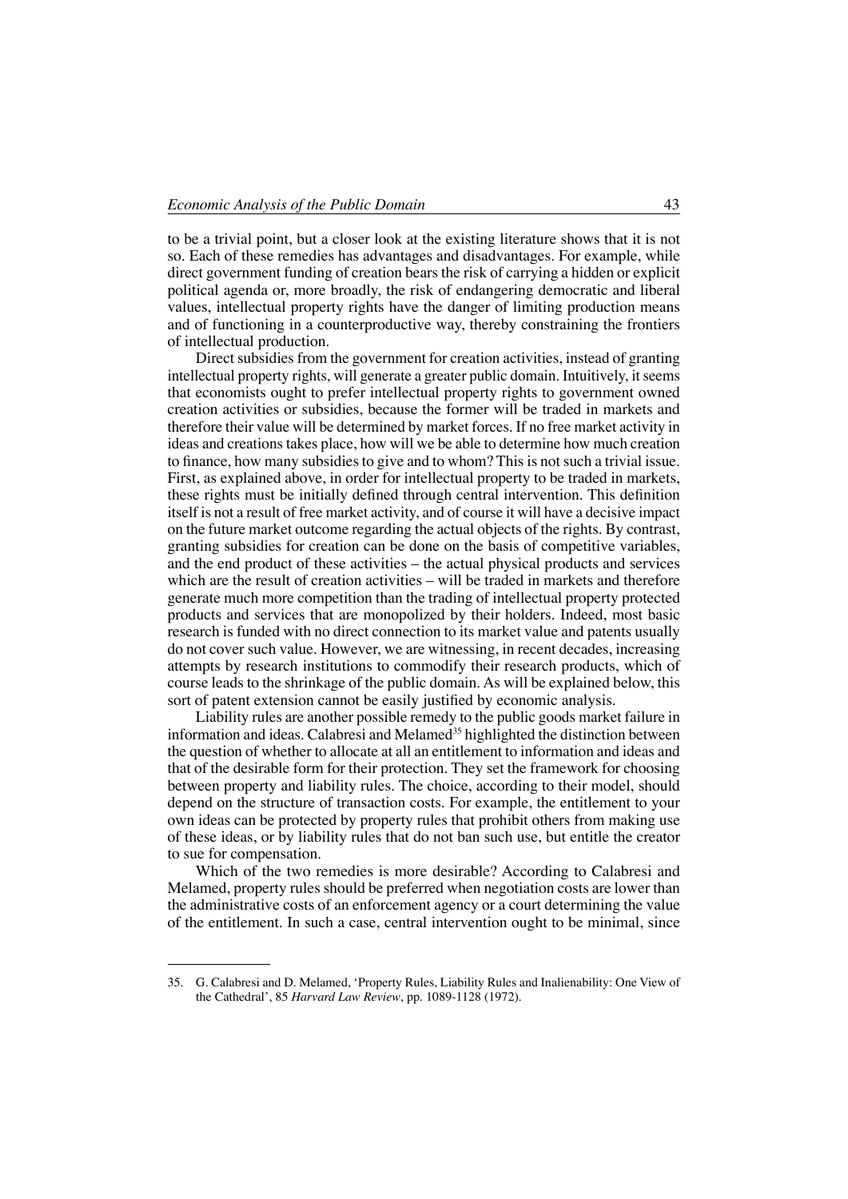to be a trivial point, but a closer look at the existing literature shows that it is not so. Each of these remedies has advantages and disadvantages. For example, while direct government funding of creation bears the risk of carrying a hidden or explicit political agenda or, more broadly, the risk of endangering democratic and liberal values, intellectual property rights have the danger of limiting production means and of functioning in a counterproductive way, thereby constraining the frontiers of intellectual production.

Direct subsidies from the government for creation activities, instead of granting intellectual property rights, will generate a greater public domain. Intuitively, it seems that economists ought to prefer intellectual property rights to government owned creation activities or subsidies, because the former will be traded in markets and therefore their value will be determined by market forces. If no free market activity in ideas and creations takes place, how will we be able to determine how much creation to finance, how many subsidies to give and to whom? This is not such a trivial issue. First, as explained above, in order for intellectual property to be traded in markets, these rights must be initially defined through central intervention. This definition itself is not a result of free market activity, and of course it will have a decisive impact on the future market outcome regarding the actual objects of the rights. By contrast, granting subsidies for creation can be done on the basis of competitive variables, and the end product of these activities – the actual physical products and services which are the result of creation activities – will be traded in markets and therefore generate much more competition than the trading of intellectual property protected products and services that are monopolized by their holders. Indeed, most basic research is funded with no direct connection to its market value and patents usually do not cover such value. However, we are witnessing, in recent decades, increasing attempts by research institutions to commodify their research products, which of course leads to the shrinkage of the public domain. As will be explained below, this sort of patent extension cannot be easily justified by economic analysis.

Liability rules are another possible remedy to the public goods market failure in information and ideas. Calabresi and Melamed[35] highlighted the distinction between the question of whether to allocate at all an entitlement to information and ideas and that of the desirable form for their protection. They set the framework for choosing between property and liability rules. The choice, according to their model, should depend on the structure of transaction costs. For example, the entitlement to your own ideas can be protected by property rules that prohibit others from making use of these ideas, or by liability rules that do not ban such use, but entitle the creator to sue for compensation.

Which of the two remedies is more desirable? According to Calabresi and Melamed, property rules should be preferred when negotiation costs are lower than the administrative costs of an enforcement agency or a court determining the value of the entitlement. In such a case, central intervention ought to be minimal, since

---

35. G. Calabresi and D. Melamed, 'Property Rules, Liability Rules and Inalienability: One View of the Cathedral', 85 *Harvard Law Review*, pp. 1089-1128 (1972).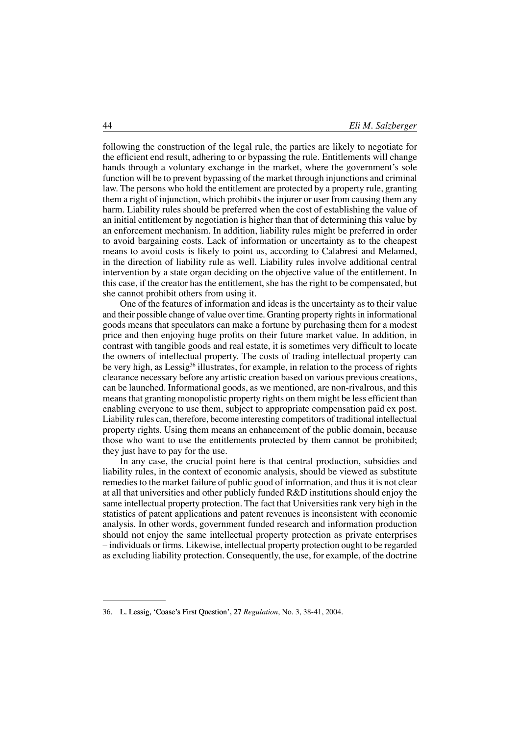following the construction of the legal rule, the parties are likely to negotiate for the efficient end result, adhering to or bypassing the rule. Entitlements will change hands through a voluntary exchange in the market, where the government's sole function will be to prevent bypassing of the market through injunctions and criminal law. The persons who hold the entitlement are protected by a property rule, granting them a right of injunction, which prohibits the injurer or user from causing them any harm. Liability rules should be preferred when the cost of establishing the value of an initial entitlement by negotiation is higher than that of determining this value by an enforcement mechanism. In addition, liability rules might be preferred in order to avoid bargaining costs. Lack of information or uncertainty as to the cheapest means to avoid costs is likely to point us, according to Calabresi and Melamed, in the direction of liability rule as well. Liability rules involve additional central intervention by a state organ deciding on the objective value of the entitlement. In this case, if the creator has the entitlement, she has the right to be compensated, but she cannot prohibit others from using it.

One of the features of information and ideas is the uncertainty as to their value and their possible change of value over time. Granting property rights in informational goods means that speculators can make a fortune by purchasing them for a modest price and then enjoying huge profits on their future market value. In addition, in contrast with tangible goods and real estate, it is sometimes very difficult to locate the owners of intellectual property. The costs of trading intellectual property can be very high, as Lessig[36] illustrates, for example, in relation to the process of rights clearance necessary before any artistic creation based on various previous creations, can be launched. Informational goods, as we mentioned, are non-rivalrous, and this means that granting monopolistic property rights on them might be less efficient than enabling everyone to use them, subject to appropriate compensation paid ex post. Liability rules can, therefore, become interesting competitors of traditional intellectual property rights. Using them means an enhancement of the public domain, because those who want to use the entitlements protected by them cannot be prohibited; they just have to pay for the use.

In any case, the crucial point here is that central production, subsidies and liability rules, in the context of economic analysis, should be viewed as substitute remedies to the market failure of public good of information, and thus it is not clear at all that universities and other publicly funded R&D institutions should enjoy the same intellectual property protection. The fact that Universities rank very high in the statistics of patent applications and patent revenues is inconsistent with economic analysis. In other words, government funded research and information production should not enjoy the same intellectual property protection as private enterprises – individuals or firms. Likewise, intellectual property protection ought to be regarded as excluding liability protection. Consequently, the use, for example, of the doctrine

---

36. L. Lessig, 'Coase's First Question', 27 *Regulation*, No. 3, 38-41, 2004.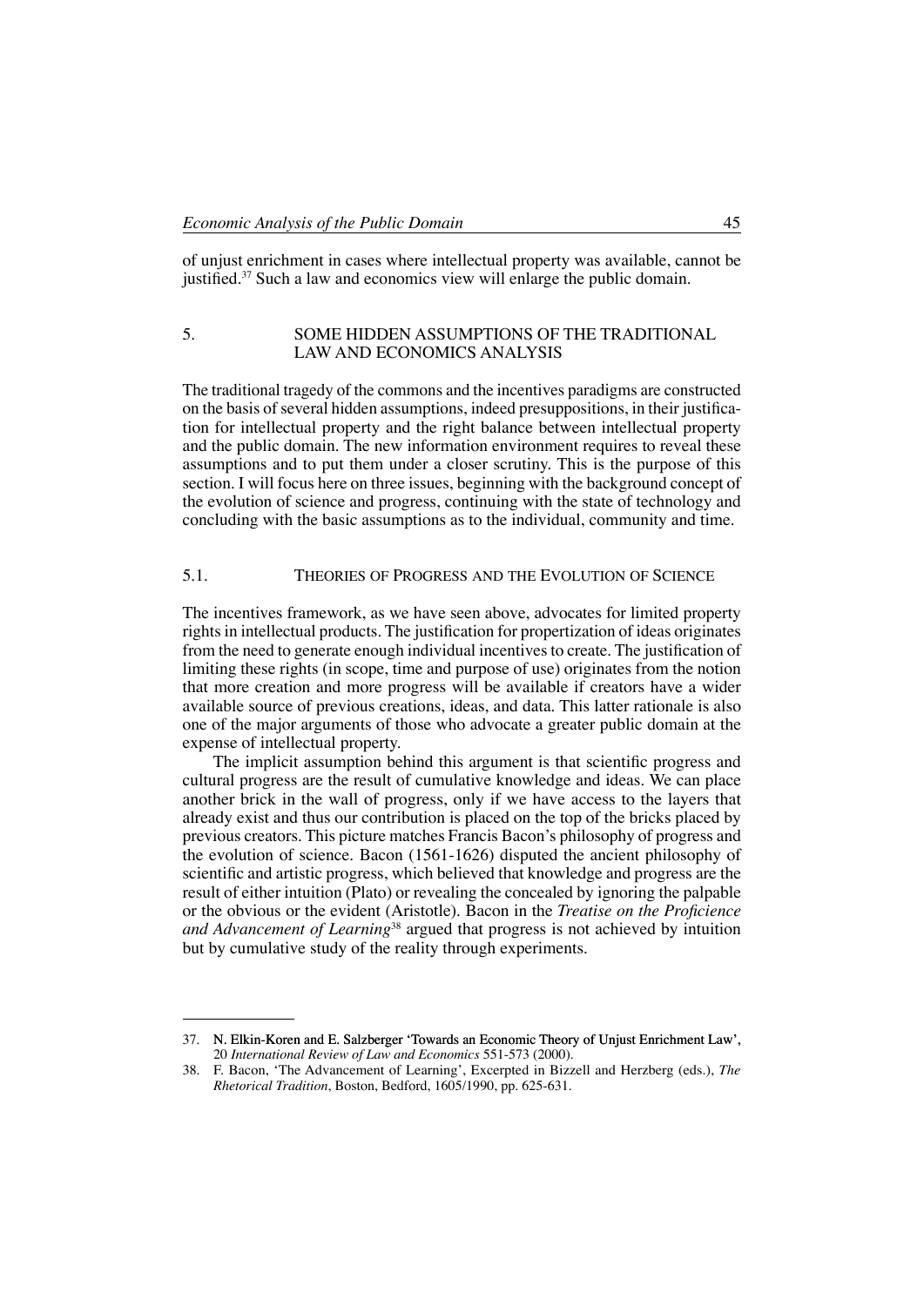of unjust enrichment in cases where intellectual property was available, cannot be justified.[37] Such a law and economics view will enlarge the public domain.

## 5. SOME HIDDEN ASSUMPTIONS OF THE TRADITIONAL LAW AND ECONOMICS ANALYSIS

The traditional tragedy of the commons and the incentives paradigms are constructed on the basis of several hidden assumptions, indeed presuppositions, in their justification for intellectual property and the right balance between intellectual property and the public domain. The new information environment requires to reveal these assumptions and to put them under a closer scrutiny. This is the purpose of this section. I will focus here on three issues, beginning with the background concept of the evolution of science and progress, continuing with the state of technology and concluding with the basic assumptions as to the individual, community and time.

### 5.1. Theories of Progress and the Evolution of Science

The incentives framework, as we have seen above, advocates for limited property rights in intellectual products. The justification for propertization of ideas originates from the need to generate enough individual incentives to create. The justification of limiting these rights (in scope, time and purpose of use) originates from the notion that more creation and more progress will be available if creators have a wider available source of previous creations, ideas, and data. This latter rationale is also one of the major arguments of those who advocate a greater public domain at the expense of intellectual property.

The implicit assumption behind this argument is that scientific progress and cultural progress are the result of cumulative knowledge and ideas. We can place another brick in the wall of progress, only if we have access to the layers that already exist and thus our contribution is placed on the top of the bricks placed by previous creators. This picture matches Francis Bacon's philosophy of progress and the evolution of science. Bacon (1561-1626) disputed the ancient philosophy of scientific and artistic progress, which believed that knowledge and progress are the result of either intuition (Plato) or revealing the concealed by ignoring the palpable or the obvious or the evident (Aristotle). Bacon in the *Treatise on the Proficience and Advancement of Learning*[38] argued that progress is not achieved by intuition but by cumulative study of the reality through experiments.

---

37. N. Elkin-Koren and E. Salzberger 'Towards an Economic Theory of Unjust Enrichment Law', 20 *International Review of Law and Economics* 551-573 (2000).

38. F. Bacon, 'The Advancement of Learning', Excerpted in Bizzell and Herzberg (eds.), *The Rhetorical Tradition*, Boston, Bedford, 1605/1990, pp. 625-631.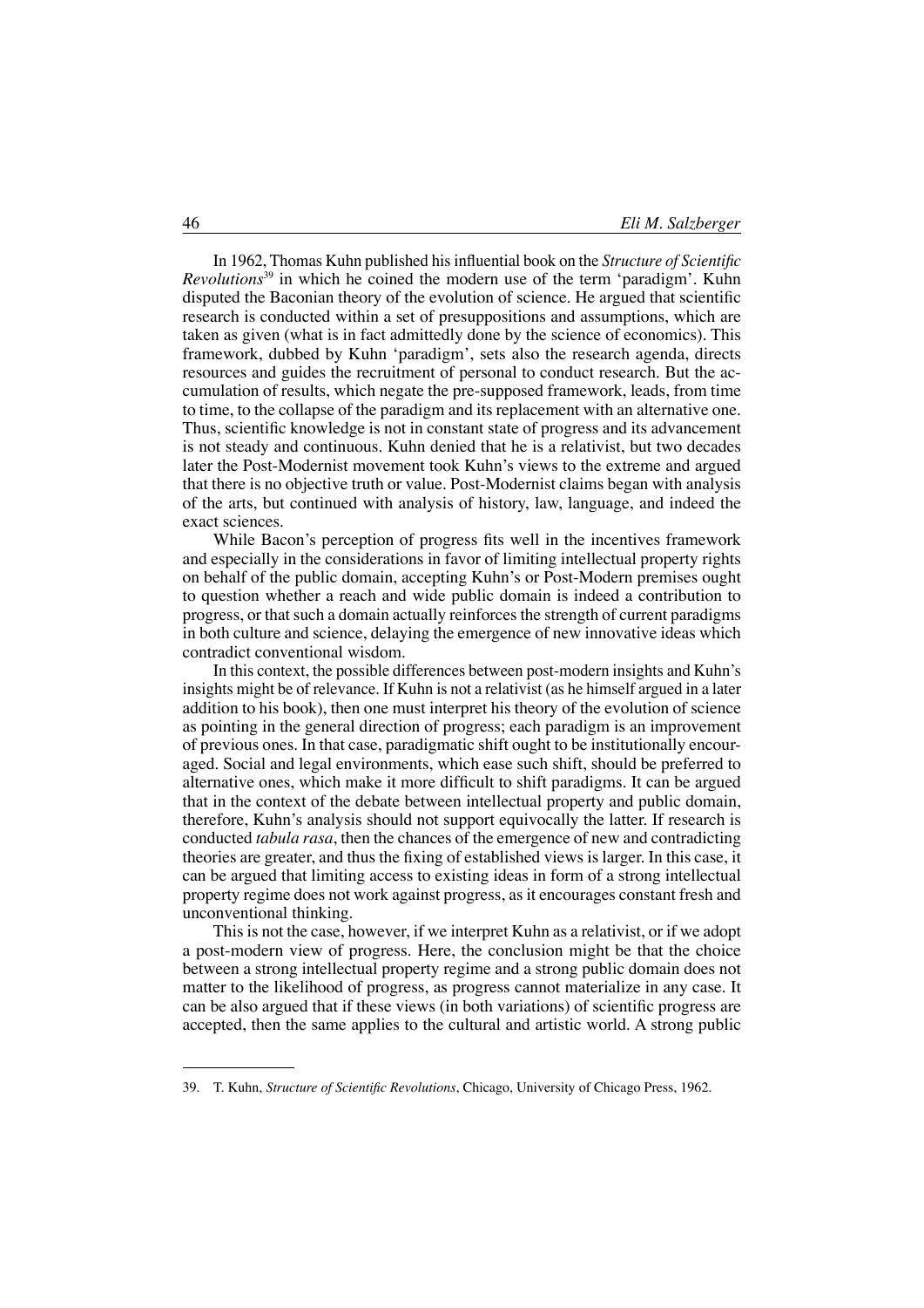In 1962, Thomas Kuhn published his influential book on the *Structure of Scientific Revolutions*[39] in which he coined the modern use of the term 'paradigm'. Kuhn disputed the Baconian theory of the evolution of science. He argued that scientific research is conducted within a set of presuppositions and assumptions, which are taken as given (what is in fact admittedly done by the science of economics). This framework, dubbed by Kuhn 'paradigm', sets also the research agenda, directs resources and guides the recruitment of personal to conduct research. But the accumulation of results, which negate the pre-supposed framework, leads, from time to time, to the collapse of the paradigm and its replacement with an alternative one. Thus, scientific knowledge is not in constant state of progress and its advancement is not steady and continuous. Kuhn denied that he is a relativist, but two decades later the Post-Modernist movement took Kuhn's views to the extreme and argued that there is no objective truth or value. Post-Modernist claims began with analysis of the arts, but continued with analysis of history, law, language, and indeed the exact sciences.

While Bacon's perception of progress fits well in the incentives framework and especially in the considerations in favor of limiting intellectual property rights on behalf of the public domain, accepting Kuhn's or Post-Modern premises ought to question whether a reach and wide public domain is indeed a contribution to progress, or that such a domain actually reinforces the strength of current paradigms in both culture and science, delaying the emergence of new innovative ideas which contradict conventional wisdom.

In this context, the possible differences between post-modern insights and Kuhn's insights might be of relevance. If Kuhn is not a relativist (as he himself argued in a later addition to his book), then one must interpret his theory of the evolution of science as pointing in the general direction of progress; each paradigm is an improvement of previous ones. In that case, paradigmatic shift ought to be institutionally encouraged. Social and legal environments, which ease such shift, should be preferred to alternative ones, which make it more difficult to shift paradigms. It can be argued that in the context of the debate between intellectual property and public domain, therefore, Kuhn's analysis should not support equivocally the latter. If research is conducted *tabula rasa*, then the chances of the emergence of new and contradicting theories are greater, and thus the fixing of established views is larger. In this case, it can be argued that limiting access to existing ideas in form of a strong intellectual property regime does not work against progress, as it encourages constant fresh and unconventional thinking.

This is not the case, however, if we interpret Kuhn as a relativist, or if we adopt a post-modern view of progress. Here, the conclusion might be that the choice between a strong intellectual property regime and a strong public domain does not matter to the likelihood of progress, as progress cannot materialize in any case. It can be also argued that if these views (in both variations) of scientific progress are accepted, then the same applies to the cultural and artistic world. A strong public

---

39. T. Kuhn, *Structure of Scientific Revolutions*, Chicago, University of Chicago Press, 1962.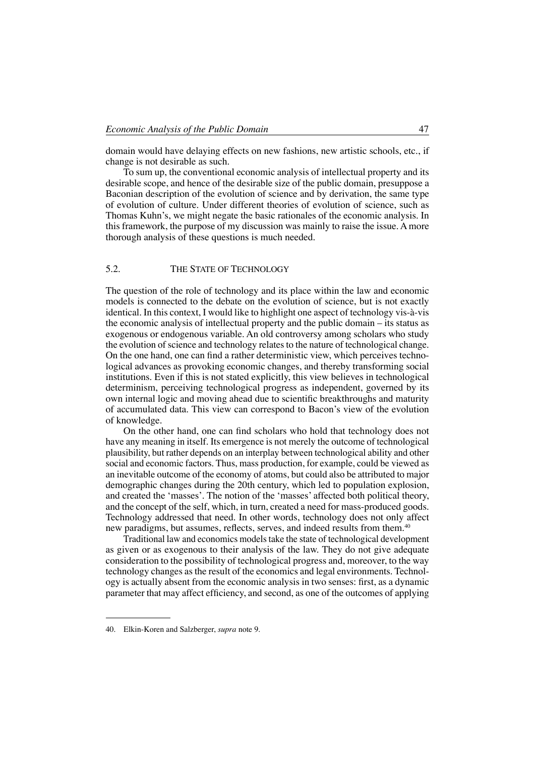domain would have delaying effects on new fashions, new artistic schools, etc., if change is not desirable as such.

To sum up, the conventional economic analysis of intellectual property and its desirable scope, and hence of the desirable size of the public domain, presuppose a Baconian description of the evolution of science and by derivation, the same type of evolution of culture. Under different theories of evolution of science, such as Thomas Kuhn's, we might negate the basic rationales of the economic analysis. In this framework, the purpose of my discussion was mainly to raise the issue. A more thorough analysis of these questions is much needed.

## 5.2. The State of Technology

The question of the role of technology and its place within the law and economic models is connected to the debate on the evolution of science, but is not exactly identical. In this context, I would like to highlight one aspect of technology vis-à-vis the economic analysis of intellectual property and the public domain – its status as exogenous or endogenous variable. An old controversy among scholars who study the evolution of science and technology relates to the nature of technological change. On the one hand, one can find a rather deterministic view, which perceives technological advances as provoking economic changes, and thereby transforming social institutions. Even if this is not stated explicitly, this view believes in technological determinism, perceiving technological progress as independent, governed by its own internal logic and moving ahead due to scientific breakthroughs and maturity of accumulated data. This view can correspond to Bacon's view of the evolution of knowledge.

On the other hand, one can find scholars who hold that technology does not have any meaning in itself. Its emergence is not merely the outcome of technological plausibility, but rather depends on an interplay between technological ability and other social and economic factors. Thus, mass production, for example, could be viewed as an inevitable outcome of the economy of atoms, but could also be attributed to major demographic changes during the 20th century, which led to population explosion, and created the 'masses'. The notion of the 'masses' affected both political theory, and the concept of the self, which, in turn, created a need for mass-produced goods. Technology addressed that need. In other words, technology does not only affect new paradigms, but assumes, reflects, serves, and indeed results from them.[40]

Traditional law and economics models take the state of technological development as given or as exogenous to their analysis of the law. They do not give adequate consideration to the possibility of technological progress and, moreover, to the way technology changes as the result of the economics and legal environments. Technology is actually absent from the economic analysis in two senses: first, as a dynamic parameter that may affect efficiency, and second, as one of the outcomes of applying

40. Elkin-Koren and Salzberger, *supra* note 9.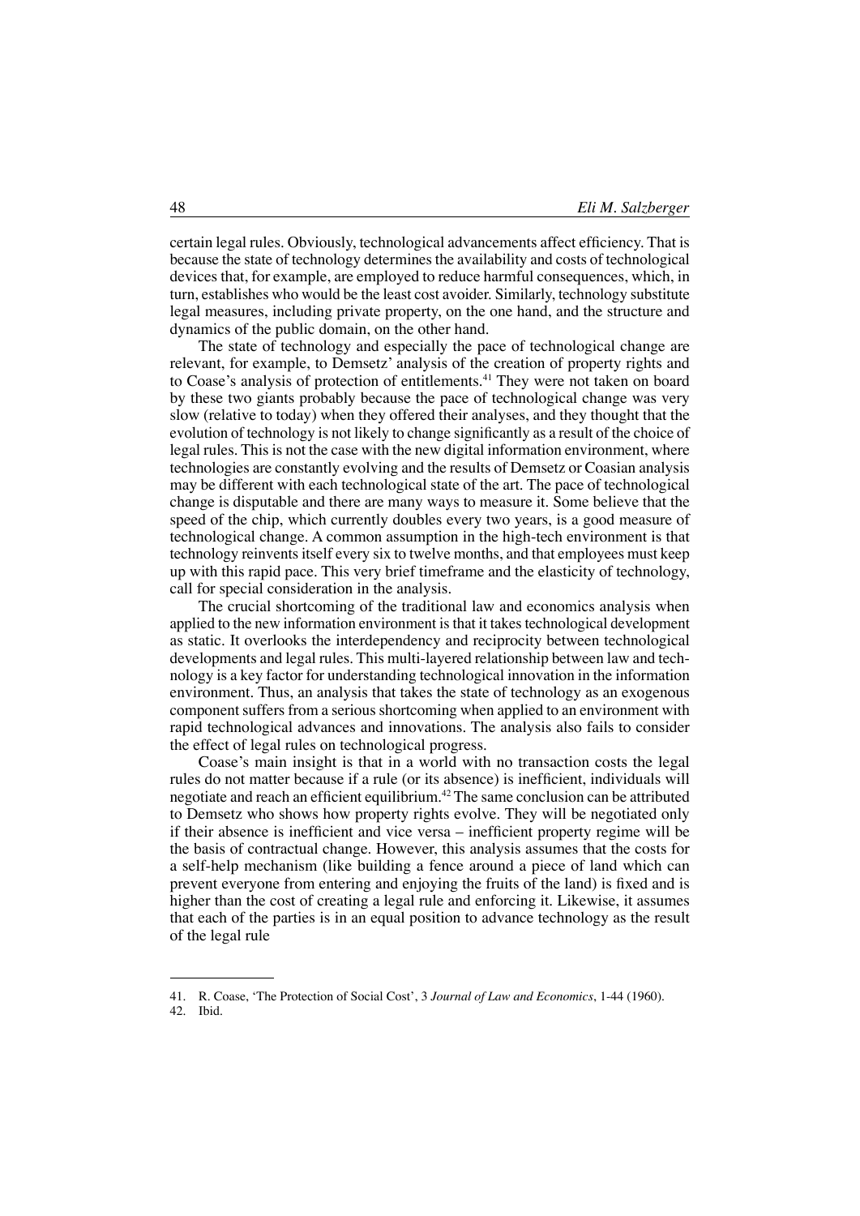certain legal rules. Obviously, technological advancements affect efficiency. That is because the state of technology determines the availability and costs of technological devices that, for example, are employed to reduce harmful consequences, which, in turn, establishes who would be the least cost avoider. Similarly, technology substitute legal measures, including private property, on the one hand, and the structure and dynamics of the public domain, on the other hand.

The state of technology and especially the pace of technological change are relevant, for example, to Demsetz' analysis of the creation of property rights and to Coase's analysis of protection of entitlements.[41] They were not taken on board by these two giants probably because the pace of technological change was very slow (relative to today) when they offered their analyses, and they thought that the evolution of technology is not likely to change significantly as a result of the choice of legal rules. This is not the case with the new digital information environment, where technologies are constantly evolving and the results of Demsetz or Coasian analysis may be different with each technological state of the art. The pace of technological change is disputable and there are many ways to measure it. Some believe that the speed of the chip, which currently doubles every two years, is a good measure of technological change. A common assumption in the high-tech environment is that technology reinvents itself every six to twelve months, and that employees must keep up with this rapid pace. This very brief timeframe and the elasticity of technology, call for special consideration in the analysis.

The crucial shortcoming of the traditional law and economics analysis when applied to the new information environment is that it takes technological development as static. It overlooks the interdependency and reciprocity between technological developments and legal rules. This multi-layered relationship between law and technology is a key factor for understanding technological innovation in the information environment. Thus, an analysis that takes the state of technology as an exogenous component suffers from a serious shortcoming when applied to an environment with rapid technological advances and innovations. The analysis also fails to consider the effect of legal rules on technological progress.

Coase's main insight is that in a world with no transaction costs the legal rules do not matter because if a rule (or its absence) is inefficient, individuals will negotiate and reach an efficient equilibrium.[42] The same conclusion can be attributed to Demsetz who shows how property rights evolve. They will be negotiated only if their absence is inefficient and vice versa – inefficient property regime will be the basis of contractual change. However, this analysis assumes that the costs for a self-help mechanism (like building a fence around a piece of land which can prevent everyone from entering and enjoying the fruits of the land) is fixed and is higher than the cost of creating a legal rule and enforcing it. Likewise, it assumes that each of the parties is in an equal position to advance technology as the result of the legal rule

---

41. R. Coase, 'The Protection of Social Cost', 3 *Journal of Law and Economics*, 1-44 (1960).
42. Ibid.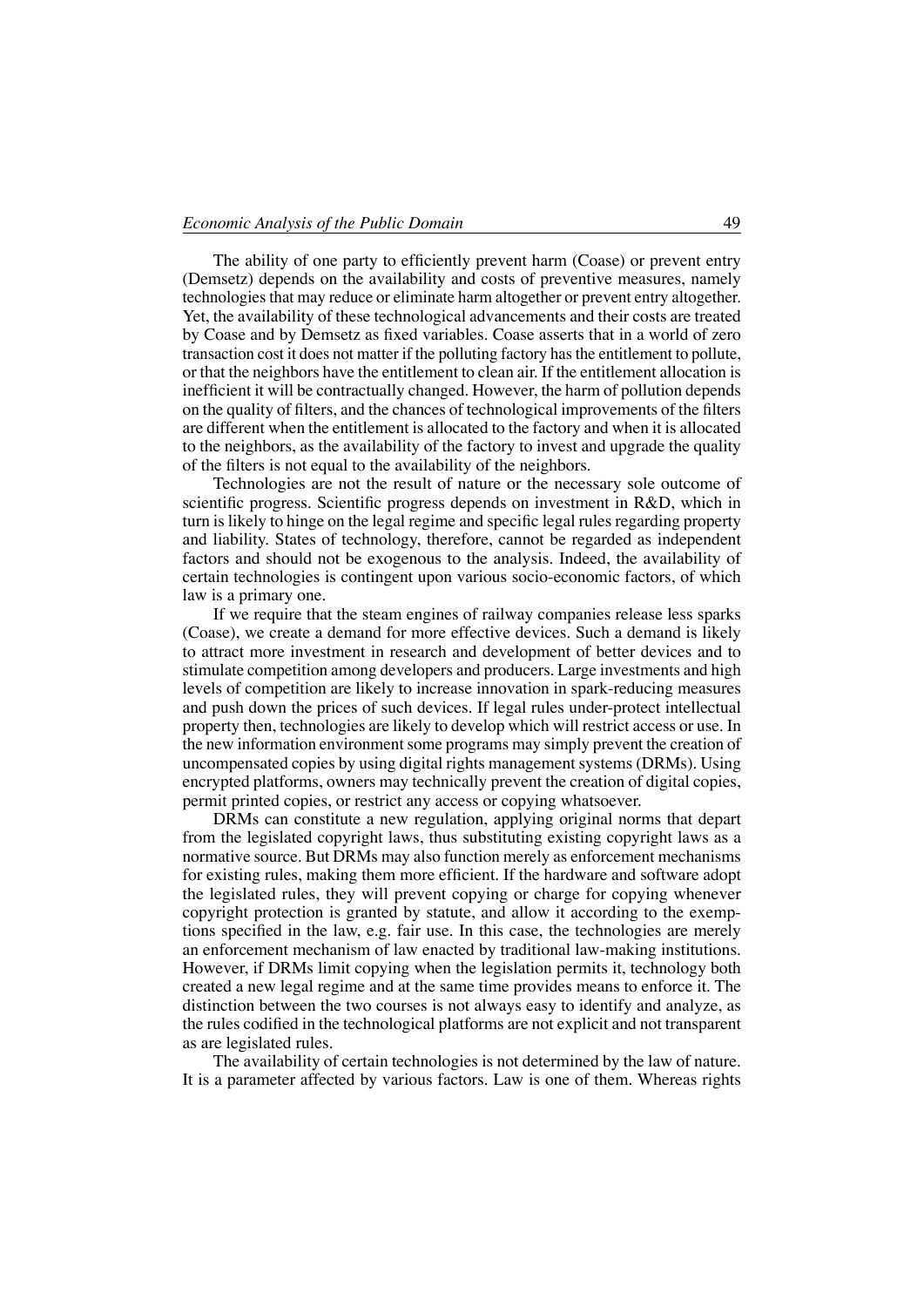The ability of one party to efficiently prevent harm (Coase) or prevent entry (Demsetz) depends on the availability and costs of preventive measures, namely technologies that may reduce or eliminate harm altogether or prevent entry altogether. Yet, the availability of these technological advancements and their costs are treated by Coase and by Demsetz as fixed variables. Coase asserts that in a world of zero transaction cost it does not matter if the polluting factory has the entitlement to pollute, or that the neighbors have the entitlement to clean air. If the entitlement allocation is inefficient it will be contractually changed. However, the harm of pollution depends on the quality of filters, and the chances of technological improvements of the filters are different when the entitlement is allocated to the factory and when it is allocated to the neighbors, as the availability of the factory to invest and upgrade the quality of the filters is not equal to the availability of the neighbors.

Technologies are not the result of nature or the necessary sole outcome of scientific progress. Scientific progress depends on investment in R&D, which in turn is likely to hinge on the legal regime and specific legal rules regarding property and liability. States of technology, therefore, cannot be regarded as independent factors and should not be exogenous to the analysis. Indeed, the availability of certain technologies is contingent upon various socio-economic factors, of which law is a primary one.

If we require that the steam engines of railway companies release less sparks (Coase), we create a demand for more effective devices. Such a demand is likely to attract more investment in research and development of better devices and to stimulate competition among developers and producers. Large investments and high levels of competition are likely to increase innovation in spark-reducing measures and push down the prices of such devices. If legal rules under-protect intellectual property then, technologies are likely to develop which will restrict access or use. In the new information environment some programs may simply prevent the creation of uncompensated copies by using digital rights management systems (DRMs). Using encrypted platforms, owners may technically prevent the creation of digital copies, permit printed copies, or restrict any access or copying whatsoever.

DRMs can constitute a new regulation, applying original norms that depart from the legislated copyright laws, thus substituting existing copyright laws as a normative source. But DRMs may also function merely as enforcement mechanisms for existing rules, making them more efficient. If the hardware and software adopt the legislated rules, they will prevent copying or charge for copying whenever copyright protection is granted by statute, and allow it according to the exemptions specified in the law, e.g. fair use. In this case, the technologies are merely an enforcement mechanism of law enacted by traditional law-making institutions. However, if DRMs limit copying when the legislation permits it, technology both created a new legal regime and at the same time provides means to enforce it. The distinction between the two courses is not always easy to identify and analyze, as the rules codified in the technological platforms are not explicit and not transparent as are legislated rules.

The availability of certain technologies is not determined by the law of nature. It is a parameter affected by various factors. Law is one of them. Whereas rights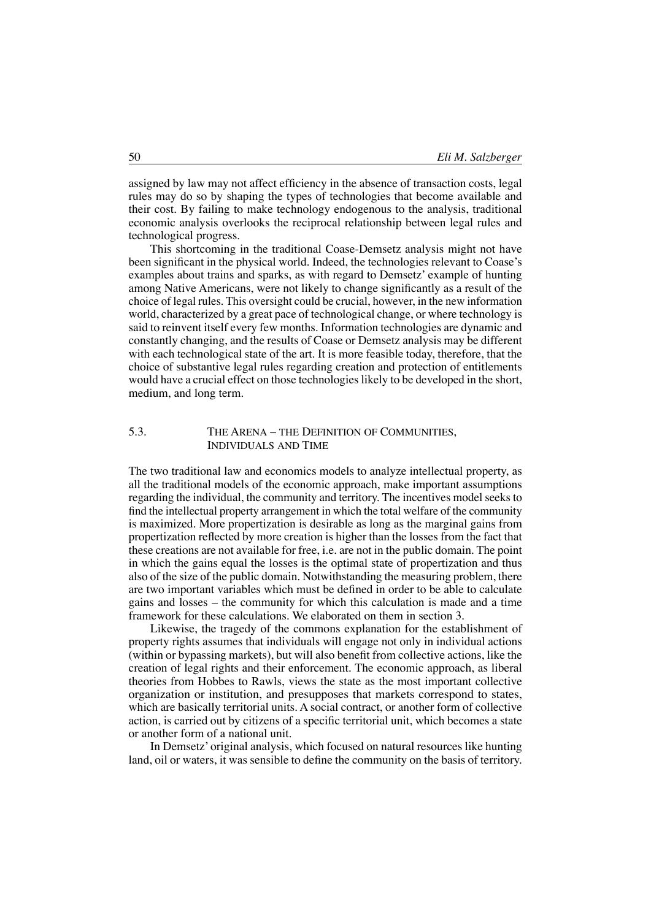assigned by law may not affect efficiency in the absence of transaction costs, legal rules may do so by shaping the types of technologies that become available and their cost. By failing to make technology endogenous to the analysis, traditional economic analysis overlooks the reciprocal relationship between legal rules and technological progress.

This shortcoming in the traditional Coase-Demsetz analysis might not have been significant in the physical world. Indeed, the technologies relevant to Coase's examples about trains and sparks, as with regard to Demsetz' example of hunting among Native Americans, were not likely to change significantly as a result of the choice of legal rules. This oversight could be crucial, however, in the new information world, characterized by a great pace of technological change, or where technology is said to reinvent itself every few months. Information technologies are dynamic and constantly changing, and the results of Coase or Demsetz analysis may be different with each technological state of the art. It is more feasible today, therefore, that the choice of substantive legal rules regarding creation and protection of entitlements would have a crucial effect on those technologies likely to be developed in the short, medium, and long term.

### 5.3. The Arena – the Definition of Communities, Individuals and Time

The two traditional law and economics models to analyze intellectual property, as all the traditional models of the economic approach, make important assumptions regarding the individual, the community and territory. The incentives model seeks to find the intellectual property arrangement in which the total welfare of the community is maximized. More propertization is desirable as long as the marginal gains from propertization reflected by more creation is higher than the losses from the fact that these creations are not available for free, i.e. are not in the public domain. The point in which the gains equal the losses is the optimal state of propertization and thus also of the size of the public domain. Notwithstanding the measuring problem, there are two important variables which must be defined in order to be able to calculate gains and losses – the community for which this calculation is made and a time framework for these calculations. We elaborated on them in section 3.

Likewise, the tragedy of the commons explanation for the establishment of property rights assumes that individuals will engage not only in individual actions (within or bypassing markets), but will also benefit from collective actions, like the creation of legal rights and their enforcement. The economic approach, as liberal theories from Hobbes to Rawls, views the state as the most important collective organization or institution, and presupposes that markets correspond to states, which are basically territorial units. A social contract, or another form of collective action, is carried out by citizens of a specific territorial unit, which becomes a state or another form of a national unit.

In Demsetz' original analysis, which focused on natural resources like hunting land, oil or waters, it was sensible to define the community on the basis of territory.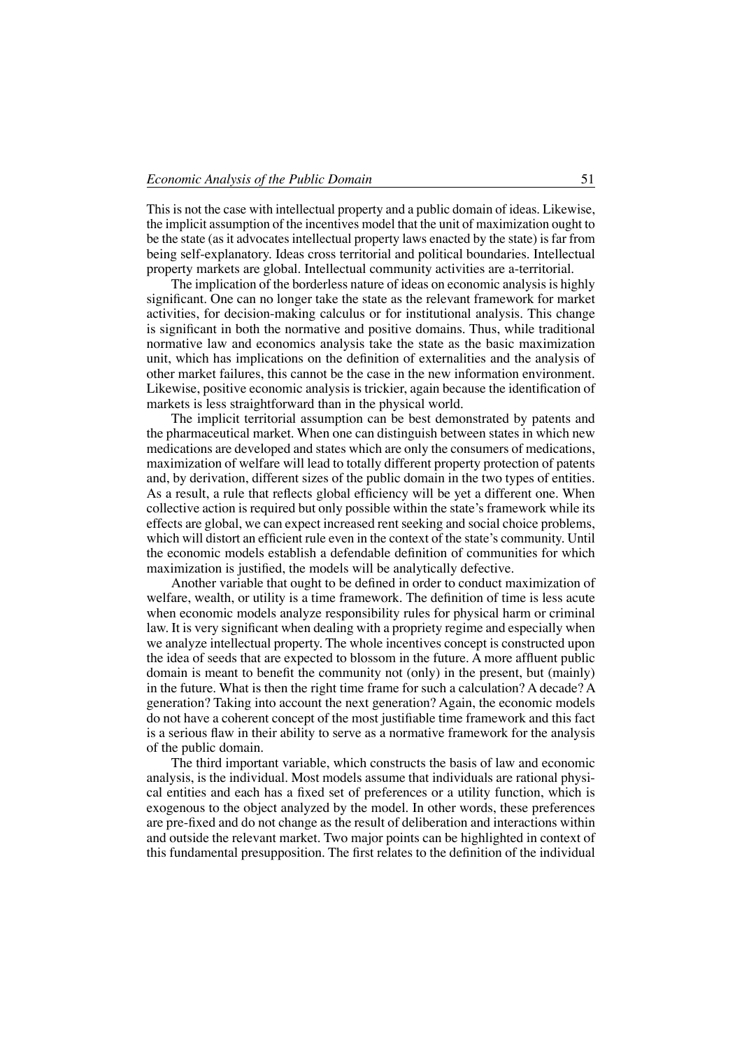This is not the case with intellectual property and a public domain of ideas. Likewise, the implicit assumption of the incentives model that the unit of maximization ought to be the state (as it advocates intellectual property laws enacted by the state) is far from being self-explanatory. Ideas cross territorial and political boundaries. Intellectual property markets are global. Intellectual community activities are a-territorial.

The implication of the borderless nature of ideas on economic analysis is highly significant. One can no longer take the state as the relevant framework for market activities, for decision-making calculus or for institutional analysis. This change is significant in both the normative and positive domains. Thus, while traditional normative law and economics analysis take the state as the basic maximization unit, which has implications on the definition of externalities and the analysis of other market failures, this cannot be the case in the new information environment. Likewise, positive economic analysis is trickier, again because the identification of markets is less straightforward than in the physical world.

The implicit territorial assumption can be best demonstrated by patents and the pharmaceutical market. When one can distinguish between states in which new medications are developed and states which are only the consumers of medications, maximization of welfare will lead to totally different property protection of patents and, by derivation, different sizes of the public domain in the two types of entities. As a result, a rule that reflects global efficiency will be yet a different one. When collective action is required but only possible within the state's framework while its effects are global, we can expect increased rent seeking and social choice problems, which will distort an efficient rule even in the context of the state's community. Until the economic models establish a defendable definition of communities for which maximization is justified, the models will be analytically defective.

Another variable that ought to be defined in order to conduct maximization of welfare, wealth, or utility is a time framework. The definition of time is less acute when economic models analyze responsibility rules for physical harm or criminal law. It is very significant when dealing with a propriety regime and especially when we analyze intellectual property. The whole incentives concept is constructed upon the idea of seeds that are expected to blossom in the future. A more affluent public domain is meant to benefit the community not (only) in the present, but (mainly) in the future. What is then the right time frame for such a calculation? A decade? A generation? Taking into account the next generation? Again, the economic models do not have a coherent concept of the most justifiable time framework and this fact is a serious flaw in their ability to serve as a normative framework for the analysis of the public domain.

The third important variable, which constructs the basis of law and economic analysis, is the individual. Most models assume that individuals are rational physical entities and each has a fixed set of preferences or a utility function, which is exogenous to the object analyzed by the model. In other words, these preferences are pre-fixed and do not change as the result of deliberation and interactions within and outside the relevant market. Two major points can be highlighted in context of this fundamental presupposition. The first relates to the definition of the individual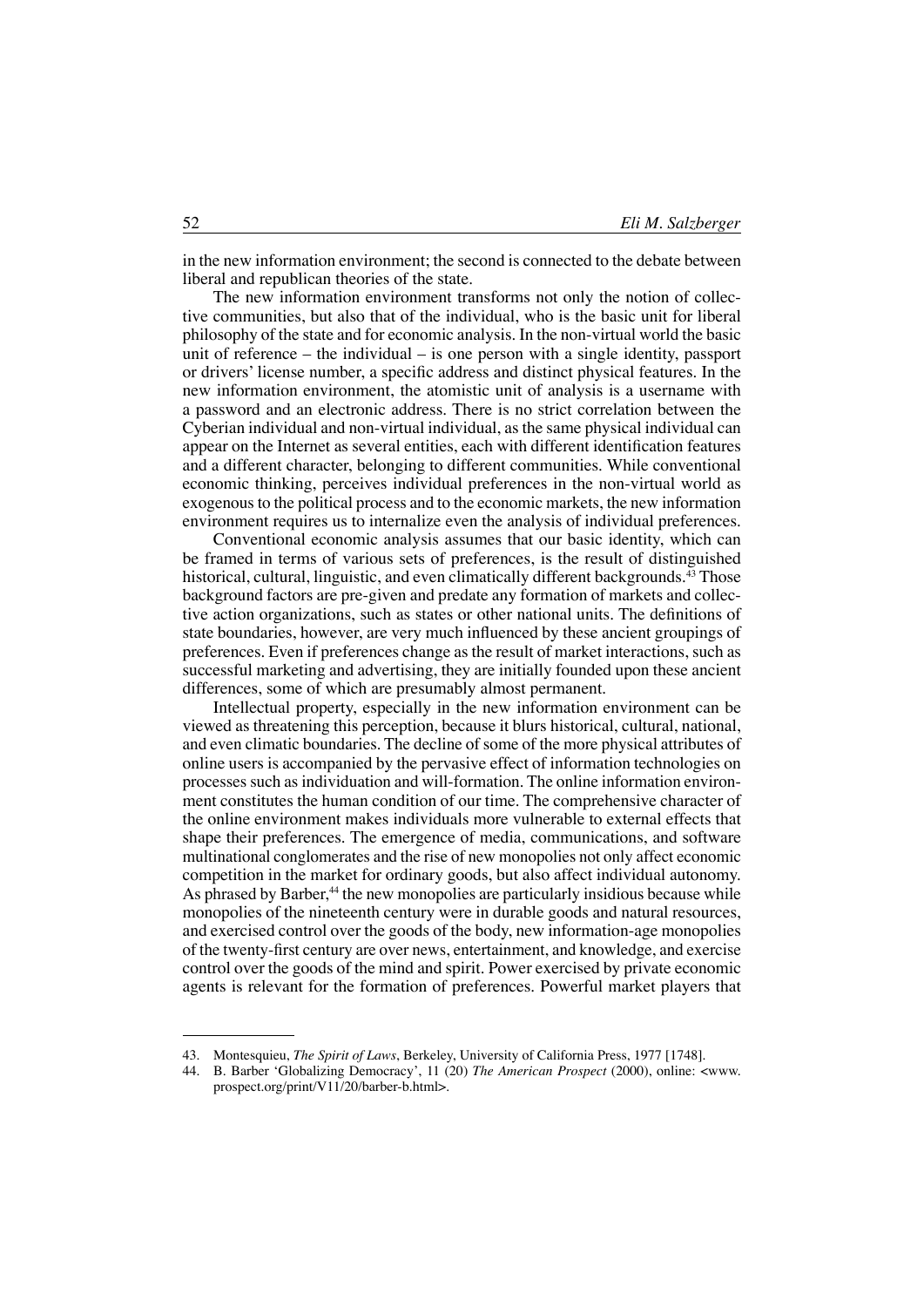in the new information environment; the second is connected to the debate between liberal and republican theories of the state.

The new information environment transforms not only the notion of collective communities, but also that of the individual, who is the basic unit for liberal philosophy of the state and for economic analysis. In the non-virtual world the basic unit of reference – the individual – is one person with a single identity, passport or drivers' license number, a specific address and distinct physical features. In the new information environment, the atomistic unit of analysis is a username with a password and an electronic address. There is no strict correlation between the Cyberian individual and non-virtual individual, as the same physical individual can appear on the Internet as several entities, each with different identification features and a different character, belonging to different communities. While conventional economic thinking, perceives individual preferences in the non-virtual world as exogenous to the political process and to the economic markets, the new information environment requires us to internalize even the analysis of individual preferences.

Conventional economic analysis assumes that our basic identity, which can be framed in terms of various sets of preferences, is the result of distinguished historical, cultural, linguistic, and even climatically different backgrounds.[43] Those background factors are pre-given and predate any formation of markets and collective action organizations, such as states or other national units. The definitions of state boundaries, however, are very much influenced by these ancient groupings of preferences. Even if preferences change as the result of market interactions, such as successful marketing and advertising, they are initially founded upon these ancient differences, some of which are presumably almost permanent.

Intellectual property, especially in the new information environment can be viewed as threatening this perception, because it blurs historical, cultural, national, and even climatic boundaries. The decline of some of the more physical attributes of online users is accompanied by the pervasive effect of information technologies on processes such as individuation and will-formation. The online information environment constitutes the human condition of our time. The comprehensive character of the online environment makes individuals more vulnerable to external effects that shape their preferences. The emergence of media, communications, and software multinational conglomerates and the rise of new monopolies not only affect economic competition in the market for ordinary goods, but also affect individual autonomy. As phrased by Barber,[44] the new monopolies are particularly insidious because while monopolies of the nineteenth century were in durable goods and natural resources, and exercised control over the goods of the body, new information-age monopolies of the twenty-first century are over news, entertainment, and knowledge, and exercise control over the goods of the mind and spirit. Power exercised by private economic agents is relevant for the formation of preferences. Powerful market players that

---

43. Montesquieu, *The Spirit of Laws*, Berkeley, University of California Press, 1977 [1748].

44. B. Barber 'Globalizing Democracy', 11 (20) *The American Prospect* (2000), online: <www.prospect.org/print/V11/20/barber-b.html>.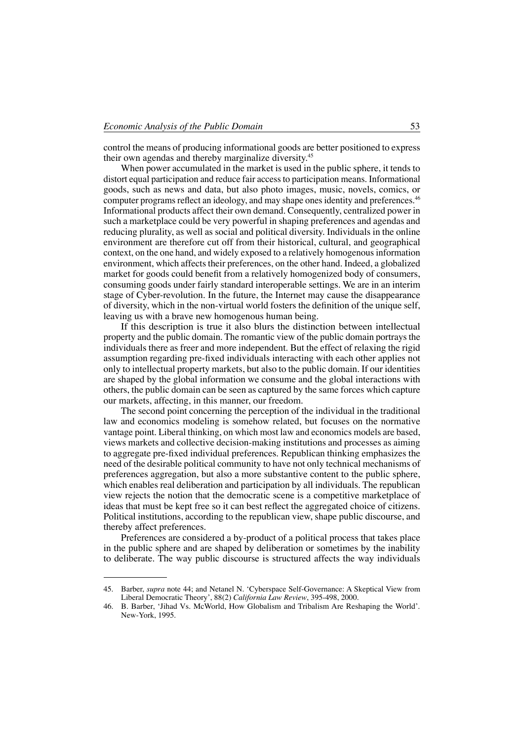control the means of producing informational goods are better positioned to express their own agendas and thereby marginalize diversity.[45]

When power accumulated in the market is used in the public sphere, it tends to distort equal participation and reduce fair access to participation means. Informational goods, such as news and data, but also photo images, music, novels, comics, or computer programs reflect an ideology, and may shape ones identity and preferences.[46] Informational products affect their own demand. Consequently, centralized power in such a marketplace could be very powerful in shaping preferences and agendas and reducing plurality, as well as social and political diversity. Individuals in the online environment are therefore cut off from their historical, cultural, and geographical context, on the one hand, and widely exposed to a relatively homogenous information environment, which affects their preferences, on the other hand. Indeed, a globalized market for goods could benefit from a relatively homogenized body of consumers, consuming goods under fairly standard interoperable settings. We are in an interim stage of Cyber-revolution. In the future, the Internet may cause the disappearance of diversity, which in the non-virtual world fosters the definition of the unique self, leaving us with a brave new homogenous human being.

If this description is true it also blurs the distinction between intellectual property and the public domain. The romantic view of the public domain portrays the individuals there as freer and more independent. But the effect of relaxing the rigid assumption regarding pre-fixed individuals interacting with each other applies not only to intellectual property markets, but also to the public domain. If our identities are shaped by the global information we consume and the global interactions with others, the public domain can be seen as captured by the same forces which capture our markets, affecting, in this manner, our freedom.

The second point concerning the perception of the individual in the traditional law and economics modeling is somehow related, but focuses on the normative vantage point. Liberal thinking, on which most law and economics models are based, views markets and collective decision-making institutions and processes as aiming to aggregate pre-fixed individual preferences. Republican thinking emphasizes the need of the desirable political community to have not only technical mechanisms of preferences aggregation, but also a more substantive content to the public sphere, which enables real deliberation and participation by all individuals. The republican view rejects the notion that the democratic scene is a competitive marketplace of ideas that must be kept free so it can best reflect the aggregated choice of citizens. Political institutions, according to the republican view, shape public discourse, and thereby affect preferences.

Preferences are considered a by-product of a political process that takes place in the public sphere and are shaped by deliberation or sometimes by the inability to deliberate. The way public discourse is structured affects the way individuals

---

45. Barber, *supra* note 44; and Netanel N. 'Cyberspace Self-Governance: A Skeptical View from Liberal Democratic Theory', 88(2) *California Law Review*, 395-498, 2000.

46. B. Barber, 'Jihad Vs. McWorld, How Globalism and Tribalism Are Reshaping the World'. New-York, 1995.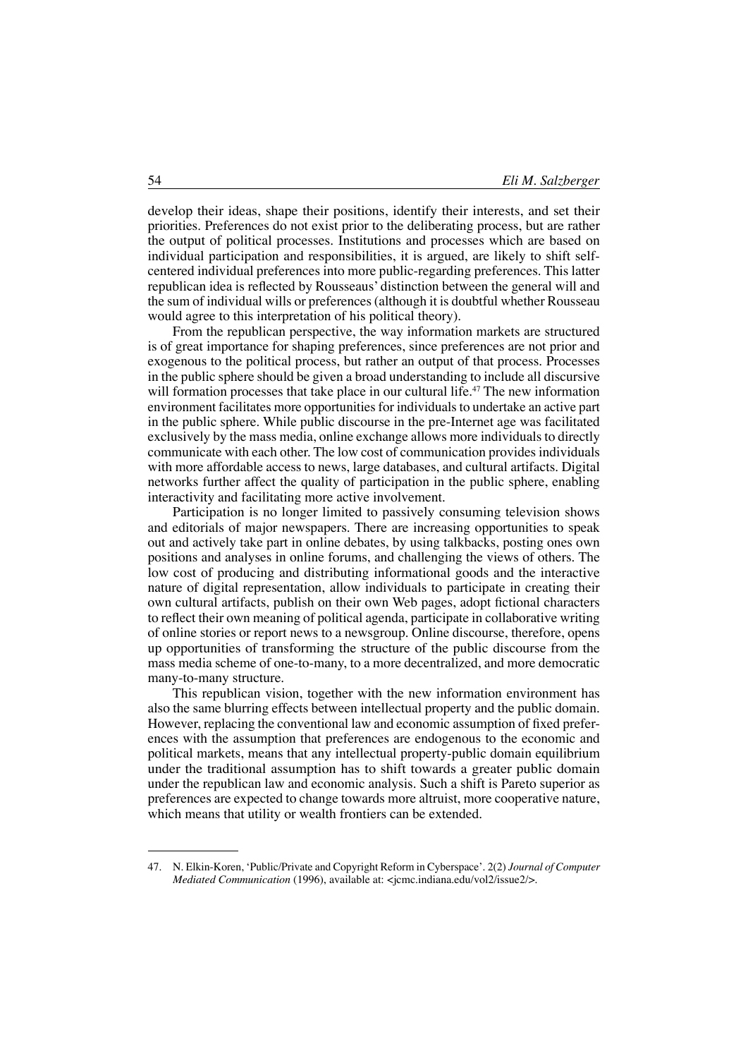develop their ideas, shape their positions, identify their interests, and set their priorities. Preferences do not exist prior to the deliberating process, but are rather the output of political processes. Institutions and processes which are based on individual participation and responsibilities, it is argued, are likely to shift self-centered individual preferences into more public-regarding preferences. This latter republican idea is reflected by Rousseaus' distinction between the general will and the sum of individual wills or preferences (although it is doubtful whether Rousseau would agree to this interpretation of his political theory).

From the republican perspective, the way information markets are structured is of great importance for shaping preferences, since preferences are not prior and exogenous to the political process, but rather an output of that process. Processes in the public sphere should be given a broad understanding to include all discursive will formation processes that take place in our cultural life.[47] The new information environment facilitates more opportunities for individuals to undertake an active part in the public sphere. While public discourse in the pre-Internet age was facilitated exclusively by the mass media, online exchange allows more individuals to directly communicate with each other. The low cost of communication provides individuals with more affordable access to news, large databases, and cultural artifacts. Digital networks further affect the quality of participation in the public sphere, enabling interactivity and facilitating more active involvement.

Participation is no longer limited to passively consuming television shows and editorials of major newspapers. There are increasing opportunities to speak out and actively take part in online debates, by using talkbacks, posting ones own positions and analyses in online forums, and challenging the views of others. The low cost of producing and distributing informational goods and the interactive nature of digital representation, allow individuals to participate in creating their own cultural artifacts, publish on their own Web pages, adopt fictional characters to reflect their own meaning of political agenda, participate in collaborative writing of online stories or report news to a newsgroup. Online discourse, therefore, opens up opportunities of transforming the structure of the public discourse from the mass media scheme of one-to-many, to a more decentralized, and more democratic many-to-many structure.

This republican vision, together with the new information environment has also the same blurring effects between intellectual property and the public domain. However, replacing the conventional law and economic assumption of fixed preferences with the assumption that preferences are endogenous to the economic and political markets, means that any intellectual property-public domain equilibrium under the traditional assumption has to shift towards a greater public domain under the republican law and economic analysis. Such a shift is Pareto superior as preferences are expected to change towards more altruist, more cooperative nature, which means that utility or wealth frontiers can be extended.

---

47. N. Elkin-Koren, 'Public/Private and Copyright Reform in Cyberspace'. 2(2) *Journal of Computer Mediated Communication* (1996), available at: <jcmc.indiana.edu/vol2/issue2/>.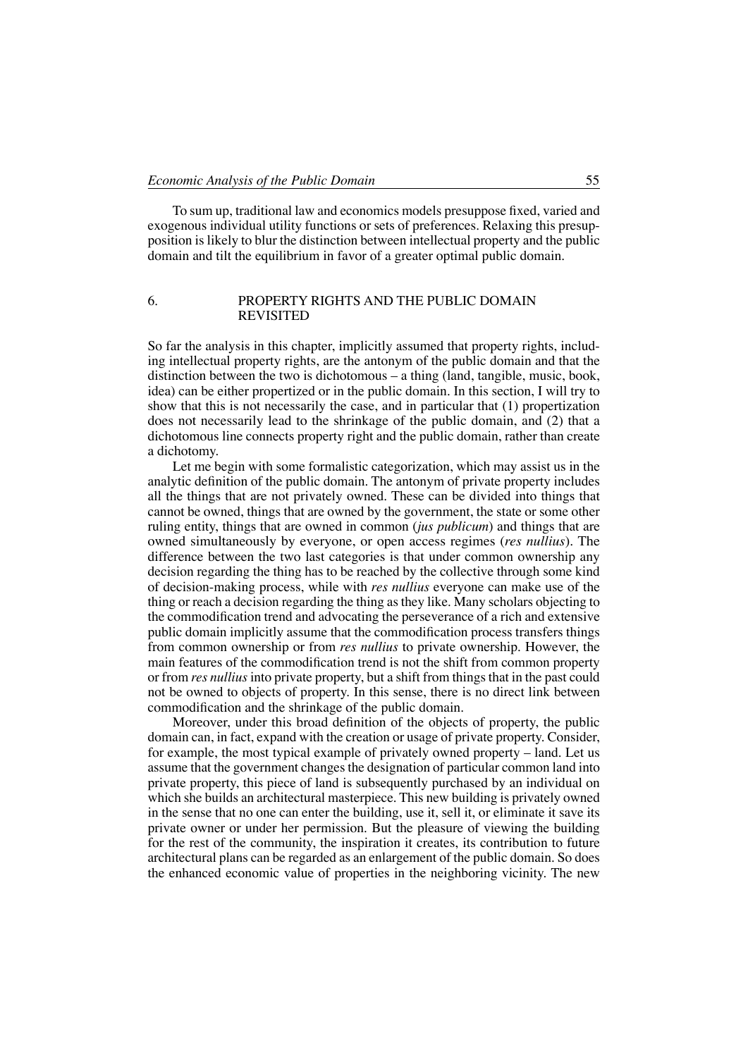To sum up, traditional law and economics models presuppose fixed, varied and exogenous individual utility functions or sets of preferences. Relaxing this presupposition is likely to blur the distinction between intellectual property and the public domain and tilt the equilibrium in favor of a greater optimal public domain.

## 6. PROPERTY RIGHTS AND THE PUBLIC DOMAIN REVISITED

So far the analysis in this chapter, implicitly assumed that property rights, including intellectual property rights, are the antonym of the public domain and that the distinction between the two is dichotomous – a thing (land, tangible, music, book, idea) can be either propertized or in the public domain. In this section, I will try to show that this is not necessarily the case, and in particular that (1) propertization does not necessarily lead to the shrinkage of the public domain, and (2) that a dichotomous line connects property right and the public domain, rather than create a dichotomy.

Let me begin with some formalistic categorization, which may assist us in the analytic definition of the public domain. The antonym of private property includes all the things that are not privately owned. These can be divided into things that cannot be owned, things that are owned by the government, the state or some other ruling entity, things that are owned in common (*jus publicum*) and things that are owned simultaneously by everyone, or open access regimes (*res nullius*). The difference between the two last categories is that under common ownership any decision regarding the thing has to be reached by the collective through some kind of decision-making process, while with *res nullius* everyone can make use of the thing or reach a decision regarding the thing as they like. Many scholars objecting to the commodification trend and advocating the perseverance of a rich and extensive public domain implicitly assume that the commodification process transfers things from common ownership or from *res nullius* to private ownership. However, the main features of the commodification trend is not the shift from common property or from *res nullius* into private property, but a shift from things that in the past could not be owned to objects of property. In this sense, there is no direct link between commodification and the shrinkage of the public domain.

Moreover, under this broad definition of the objects of property, the public domain can, in fact, expand with the creation or usage of private property. Consider, for example, the most typical example of privately owned property – land. Let us assume that the government changes the designation of particular common land into private property, this piece of land is subsequently purchased by an individual on which she builds an architectural masterpiece. This new building is privately owned in the sense that no one can enter the building, use it, sell it, or eliminate it save its private owner or under her permission. But the pleasure of viewing the building for the rest of the community, the inspiration it creates, its contribution to future architectural plans can be regarded as an enlargement of the public domain. So does the enhanced economic value of properties in the neighboring vicinity. The new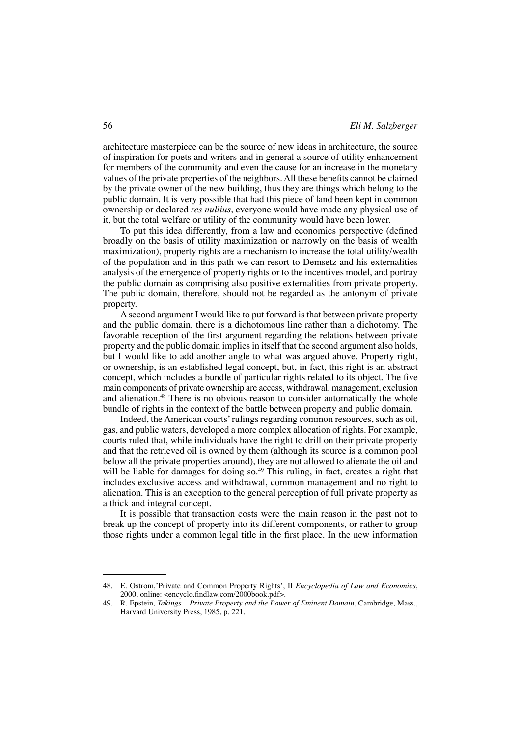architecture masterpiece can be the source of new ideas in architecture, the source of inspiration for poets and writers and in general a source of utility enhancement for members of the community and even the cause for an increase in the monetary values of the private properties of the neighbors. All these benefits cannot be claimed by the private owner of the new building, thus they are things which belong to the public domain. It is very possible that had this piece of land been kept in common ownership or declared *res nullius*, everyone would have made any physical use of it, but the total welfare or utility of the community would have been lower.

To put this idea differently, from a law and economics perspective (defined broadly on the basis of utility maximization or narrowly on the basis of wealth maximization), property rights are a mechanism to increase the total utility/wealth of the population and in this path we can resort to Demsetz and his externalities analysis of the emergence of property rights or to the incentives model, and portray the public domain as comprising also positive externalities from private property. The public domain, therefore, should not be regarded as the antonym of private property.

A second argument I would like to put forward is that between private property and the public domain, there is a dichotomous line rather than a dichotomy. The favorable reception of the first argument regarding the relations between private property and the public domain implies in itself that the second argument also holds, but I would like to add another angle to what was argued above. Property right, or ownership, is an established legal concept, but, in fact, this right is an abstract concept, which includes a bundle of particular rights related to its object. The five main components of private ownership are access, withdrawal, management, exclusion and alienation.[48] There is no obvious reason to consider automatically the whole bundle of rights in the context of the battle between property and public domain.

Indeed, the American courts' rulings regarding common resources, such as oil, gas, and public waters, developed a more complex allocation of rights. For example, courts ruled that, while individuals have the right to drill on their private property and that the retrieved oil is owned by them (although its source is a common pool below all the private properties around), they are not allowed to alienate the oil and will be liable for damages for doing so.[49] This ruling, in fact, creates a right that includes exclusive access and withdrawal, common management and no right to alienation. This is an exception to the general perception of full private property as a thick and integral concept.

It is possible that transaction costs were the main reason in the past not to break up the concept of property into its different components, or rather to group those rights under a common legal title in the first place. In the new information

---

48. E. Ostrom, 'Private and Common Property Rights', II *Encyclopedia of Law and Economics*, 2000, online: <encyclo.findlaw.com/2000book.pdf>.

49. R. Epstein, *Takings – Private Property and the Power of Eminent Domain*, Cambridge, Mass., Harvard University Press, 1985, p. 221.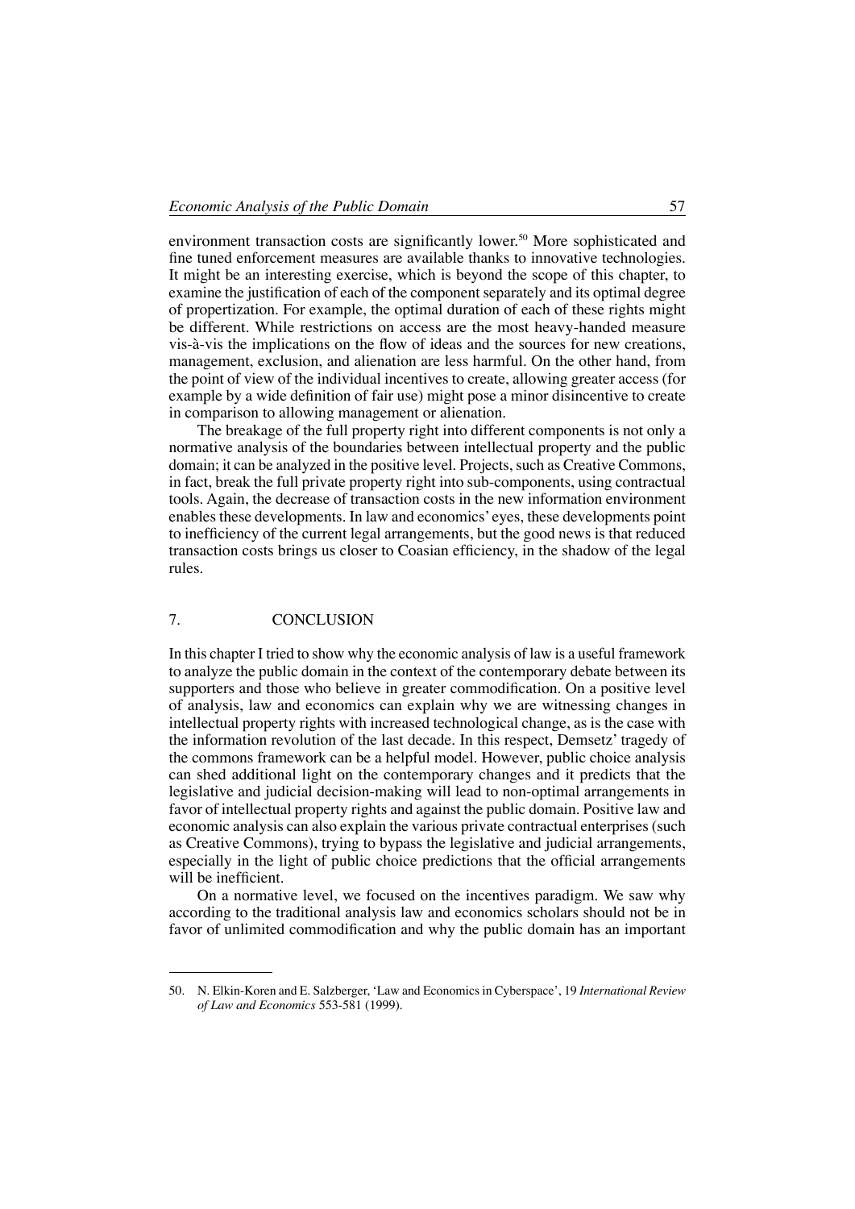environment transaction costs are significantly lower.[50] More sophisticated and fine tuned enforcement measures are available thanks to innovative technologies. It might be an interesting exercise, which is beyond the scope of this chapter, to examine the justification of each of the component separately and its optimal degree of propertization. For example, the optimal duration of each of these rights might be different. While restrictions on access are the most heavy-handed measure vis-à-vis the implications on the flow of ideas and the sources for new creations, management, exclusion, and alienation are less harmful. On the other hand, from the point of view of the individual incentives to create, allowing greater access (for example by a wide definition of fair use) might pose a minor disincentive to create in comparison to allowing management or alienation.

The breakage of the full property right into different components is not only a normative analysis of the boundaries between intellectual property and the public domain; it can be analyzed in the positive level. Projects, such as Creative Commons, in fact, break the full private property right into sub-components, using contractual tools. Again, the decrease of transaction costs in the new information environment enables these developments. In law and economics' eyes, these developments point to inefficiency of the current legal arrangements, but the good news is that reduced transaction costs brings us closer to Coasian efficiency, in the shadow of the legal rules.

## 7. CONCLUSION

In this chapter I tried to show why the economic analysis of law is a useful framework to analyze the public domain in the context of the contemporary debate between its supporters and those who believe in greater commodification. On a positive level of analysis, law and economics can explain why we are witnessing changes in intellectual property rights with increased technological change, as is the case with the information revolution of the last decade. In this respect, Demsetz' tragedy of the commons framework can be a helpful model. However, public choice analysis can shed additional light on the contemporary changes and it predicts that the legislative and judicial decision-making will lead to non-optimal arrangements in favor of intellectual property rights and against the public domain. Positive law and economic analysis can also explain the various private contractual enterprises (such as Creative Commons), trying to bypass the legislative and judicial arrangements, especially in the light of public choice predictions that the official arrangements will be inefficient.

On a normative level, we focused on the incentives paradigm. We saw why according to the traditional analysis law and economics scholars should not be in favor of unlimited commodification and why the public domain has an important

---

50. N. Elkin-Koren and E. Salzberger, 'Law and Economics in Cyberspace', 19 *International Review of Law and Economics* 553-581 (1999).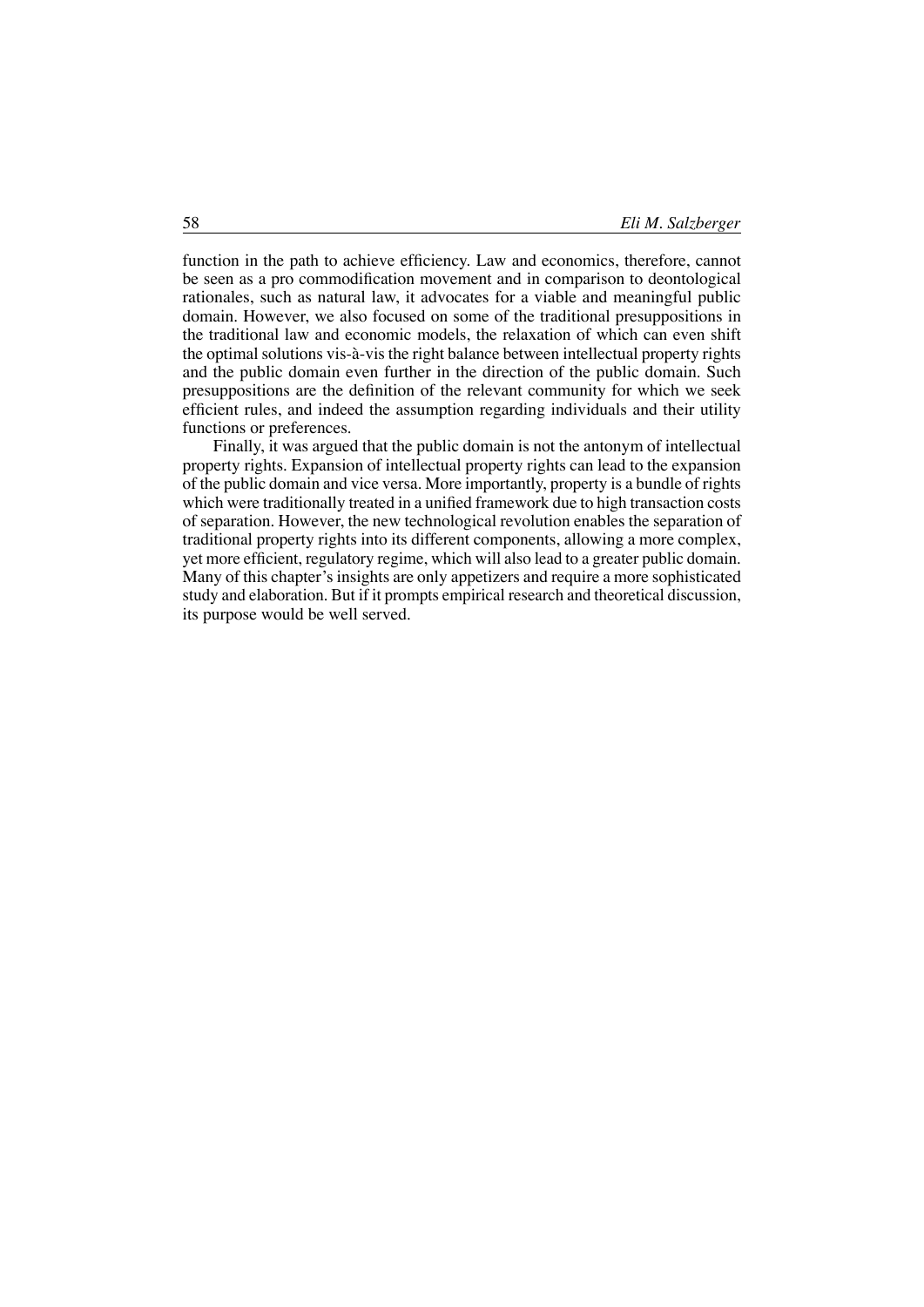function in the path to achieve efficiency. Law and economics, therefore, cannot be seen as a pro commodification movement and in comparison to deontological rationales, such as natural law, it advocates for a viable and meaningful public domain. However, we also focused on some of the traditional presuppositions in the traditional law and economic models, the relaxation of which can even shift the optimal solutions vis-à-vis the right balance between intellectual property rights and the public domain even further in the direction of the public domain. Such presuppositions are the definition of the relevant community for which we seek efficient rules, and indeed the assumption regarding individuals and their utility functions or preferences.

Finally, it was argued that the public domain is not the antonym of intellectual property rights. Expansion of intellectual property rights can lead to the expansion of the public domain and vice versa. More importantly, property is a bundle of rights which were traditionally treated in a unified framework due to high transaction costs of separation. However, the new technological revolution enables the separation of traditional property rights into its different components, allowing a more complex, yet more efficient, regulatory regime, which will also lead to a greater public domain. Many of this chapter's insights are only appetizers and require a more sophisticated study and elaboration. But if it prompts empirical research and theoretical discussion, its purpose would be well served.